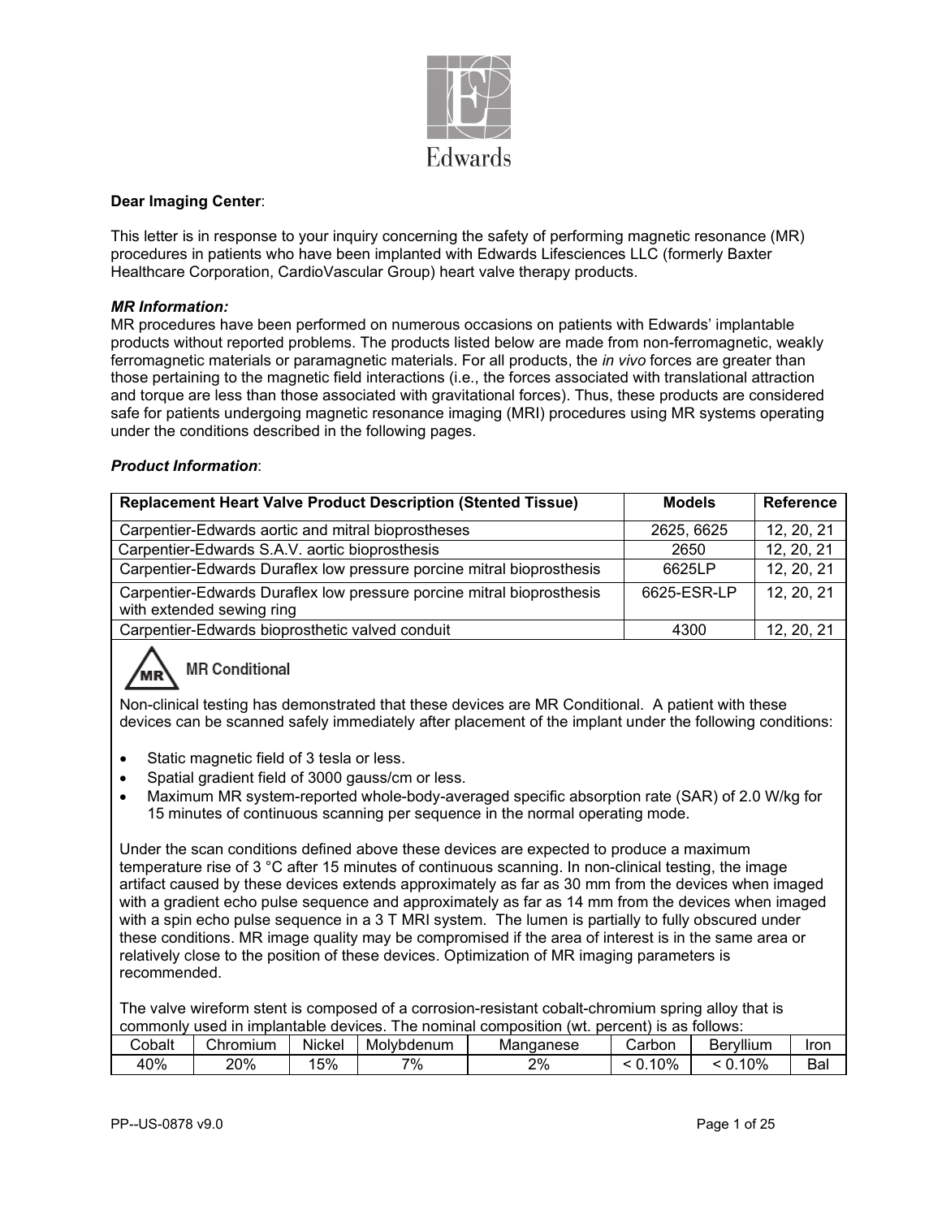Edwards

**Dear Imaging Center**:

This letter is in response to your inquiry concerning the safety of performing magnetic resonance (MR) procedures in patients who have been implanted with Edwards Lifesciences LLC (formerly Baxter Healthcare Corporation, CardioVascular Group) heart valve therapy products.

***MR Information:***

MR procedures have been performed on numerous occasions on patients with Edwards' implantable products without reported problems. The products listed below are made from non-ferromagnetic, weakly ferromagnetic materials or paramagnetic materials. For all products, the *in vivo* forces are greater than those pertaining to the magnetic field interactions (i.e., the forces associated with translational attraction and torque are less than those associated with gravitational forces). Thus, these products are considered safe for patients undergoing magnetic resonance imaging (MRI) procedures using MR systems operating under the conditions described in the following pages.

***Product Information***:

| Replacement Heart Valve Product Description (Stented Tissue) | Models | Reference |
|---|---|---|
| Carpentier-Edwards aortic and mitral bioprostheses | 2625, 6625 | 12, 20, 21 |
| Carpentier-Edwards S.A.V. aortic bioprosthesis | 2650 | 12, 20, 21 |
| Carpentier-Edwards Duraflex low pressure porcine mitral bioprosthesis | 6625LP | 12, 20, 21 |
| Carpentier-Edwards Duraflex low pressure porcine mitral bioprosthesis with extended sewing ring | 6625-ESR-LP | 12, 20, 21 |
| Carpentier-Edwards bioprosthetic valved conduit | 4300 | 12, 20, 21 |

MR Conditional

Non-clinical testing has demonstrated that these devices are MR Conditional. A patient with these devices can be scanned safely immediately after placement of the implant under the following conditions:

- Static magnetic field of 3 tesla or less.
- Spatial gradient field of 3000 gauss/cm or less.
- Maximum MR system-reported whole-body-averaged specific absorption rate (SAR) of 2.0 W/kg for 15 minutes of continuous scanning per sequence in the normal operating mode.

Under the scan conditions defined above these devices are expected to produce a maximum temperature rise of 3 °C after 15 minutes of continuous scanning. In non-clinical testing, the image artifact caused by these devices extends approximately as far as 30 mm from the devices when imaged with a gradient echo pulse sequence and approximately as far as 14 mm from the devices when imaged with a spin echo pulse sequence in a 3 T MRI system. The lumen is partially to fully obscured under these conditions. MR image quality may be compromised if the area of interest is in the same area or relatively close to the position of these devices. Optimization of MR imaging parameters is recommended.

The valve wireform stent is composed of a corrosion-resistant cobalt-chromium spring alloy that is commonly used in implantable devices. The nominal composition (wt. percent) is as follows:

| Cobalt | Chromium | Nickel | Molybdenum | Manganese | Carbon | Beryllium | Iron |
|---|---|---|---|---|---|---|---|
| 40% | 20% | 15% | 7% | 2% | < 0.10% | < 0.10% | Bal |

PP--US-0878 v9.0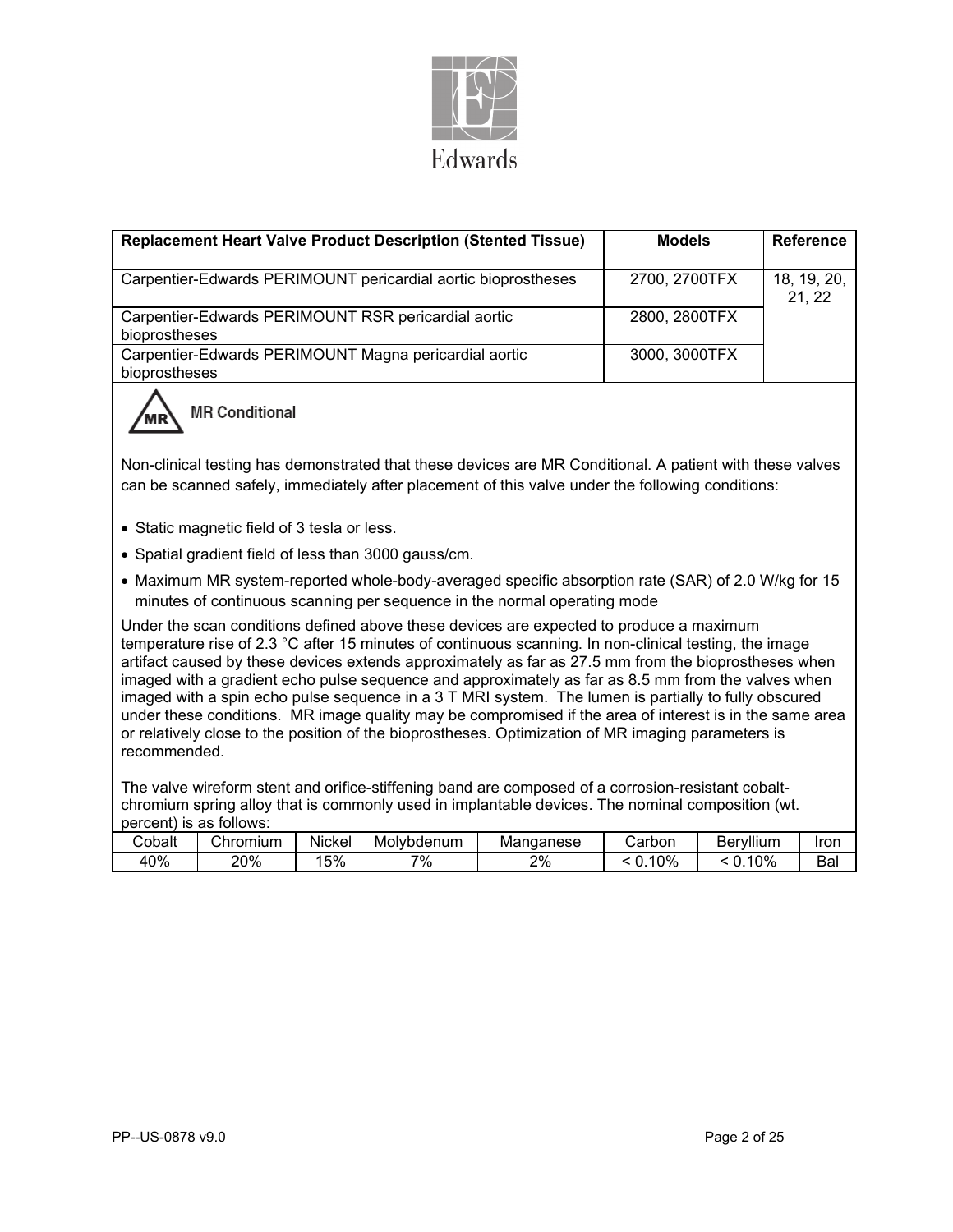Edwards

| Replacement Heart Valve Product Description (Stented Tissue) | Models | Reference |
|---|---|---|
| Carpentier-Edwards PERIMOUNT pericardial aortic bioprostheses | 2700, 2700TFX | 18, 19, 20, 21, 22 |
| Carpentier-Edwards PERIMOUNT RSR pericardial aortic bioprostheses | 2800, 2800TFX | |
| Carpentier-Edwards PERIMOUNT Magna pericardial aortic bioprostheses | 3000, 3000TFX | |

**MR Conditional**

Non-clinical testing has demonstrated that these devices are MR Conditional. A patient with these valves can be scanned safely, immediately after placement of this valve under the following conditions:

- Static magnetic field of 3 tesla or less.
- Spatial gradient field of less than 3000 gauss/cm.
- Maximum MR system-reported whole-body-averaged specific absorption rate (SAR) of 2.0 W/kg for 15 minutes of continuous scanning per sequence in the normal operating mode

Under the scan conditions defined above these devices are expected to produce a maximum temperature rise of 2.3 °C after 15 minutes of continuous scanning. In non-clinical testing, the image artifact caused by these devices extends approximately as far as 27.5 mm from the bioprostheses when imaged with a gradient echo pulse sequence and approximately as far as 8.5 mm from the valves when imaged with a spin echo pulse sequence in a 3 T MRI system. The lumen is partially to fully obscured under these conditions. MR image quality may be compromised if the area of interest is in the same area or relatively close to the position of the bioprostheses. Optimization of MR imaging parameters is recommended.

The valve wireform stent and orifice-stiffening band are composed of a corrosion-resistant cobalt-chromium spring alloy that is commonly used in implantable devices. The nominal composition (wt. percent) is as follows:

| Cobalt | Chromium | Nickel | Molybdenum | Manganese | Carbon | Beryllium | Iron |
|---|---|---|---|---|---|---|---|
| 40% | 20% | 15% | 7% | 2% | < 0.10% | < 0.10% | Bal |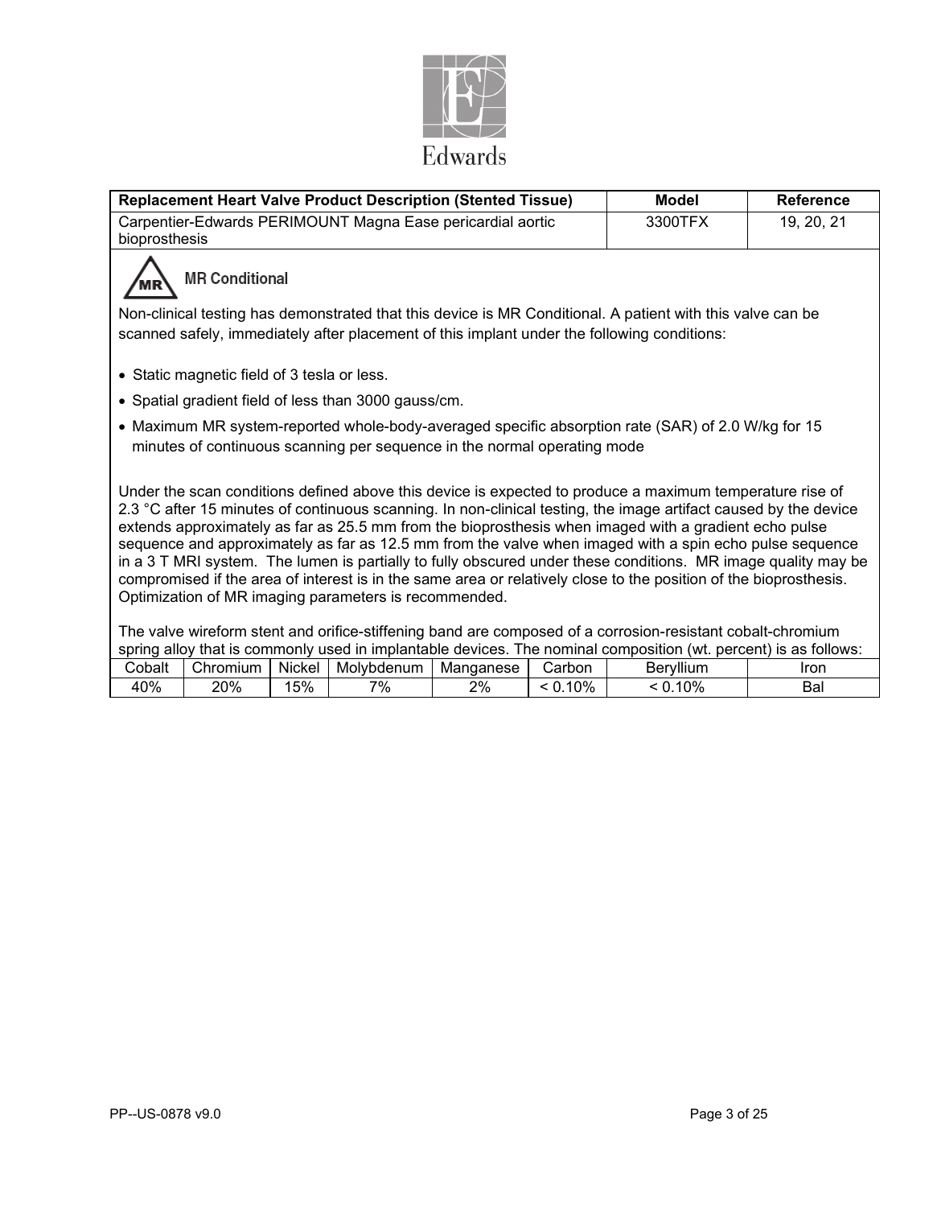| Replacement Heart Valve Product Description (Stented Tissue) | Model | Reference |
|---|---|---|
| Carpentier-Edwards PERIMOUNT Magna Ease pericardial aortic bioprosthesis | 3300TFX | 19, 20, 21 |

**MR Conditional**

Non-clinical testing has demonstrated that this device is MR Conditional. A patient with this valve can be scanned safely, immediately after placement of this implant under the following conditions:

- Static magnetic field of 3 tesla or less.
- Spatial gradient field of less than 3000 gauss/cm.
- Maximum MR system-reported whole-body-averaged specific absorption rate (SAR) of 2.0 W/kg for 15 minutes of continuous scanning per sequence in the normal operating mode

Under the scan conditions defined above this device is expected to produce a maximum temperature rise of 2.3 °C after 15 minutes of continuous scanning. In non-clinical testing, the image artifact caused by the device extends approximately as far as 25.5 mm from the bioprosthesis when imaged with a gradient echo pulse sequence and approximately as far as 12.5 mm from the valve when imaged with a spin echo pulse sequence in a 3 T MRI system. The lumen is partially to fully obscured under these conditions. MR image quality may be compromised if the area of interest is in the same area or relatively close to the position of the bioprosthesis. Optimization of MR imaging parameters is recommended.

The valve wireform stent and orifice-stiffening band are composed of a corrosion-resistant cobalt-chromium spring alloy that is commonly used in implantable devices. The nominal composition (wt. percent) is as follows:

| Cobalt | Chromium | Nickel | Molybdenum | Manganese | Carbon | Beryllium | Iron |
|---|---|---|---|---|---|---|---|
| 40% | 20% | 15% | 7% | 2% | < 0.10% | < 0.10% | Bal |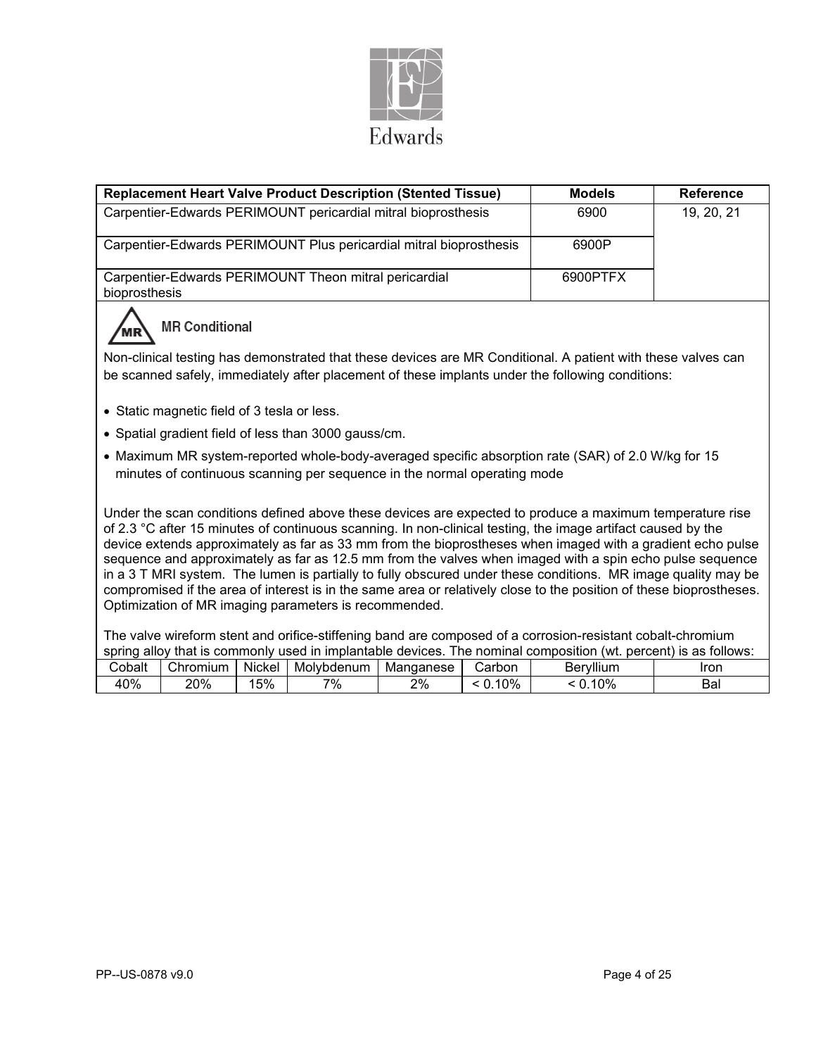| Replacement Heart Valve Product Description (Stented Tissue) | Models | Reference |
| --- | --- | --- |
| Carpentier-Edwards PERIMOUNT pericardial mitral bioprosthesis | 6900 | 19, 20, 21 |
| Carpentier-Edwards PERIMOUNT Plus pericardial mitral bioprosthesis | 6900P | |
| Carpentier-Edwards PERIMOUNT Theon mitral pericardial bioprosthesis | 6900PTFX | |

**MR Conditional**

Non-clinical testing has demonstrated that these devices are MR Conditional. A patient with these valves can be scanned safely, immediately after placement of these implants under the following conditions:

- Static magnetic field of 3 tesla or less.
- Spatial gradient field of less than 3000 gauss/cm.
- Maximum MR system-reported whole-body-averaged specific absorption rate (SAR) of 2.0 W/kg for 15 minutes of continuous scanning per sequence in the normal operating mode

Under the scan conditions defined above these devices are expected to produce a maximum temperature rise of 2.3 °C after 15 minutes of continuous scanning. In non-clinical testing, the image artifact caused by the device extends approximately as far as 33 mm from the bioprostheses when imaged with a gradient echo pulse sequence and approximately as far as 12.5 mm from the valves when imaged with a spin echo pulse sequence in a 3 T MRI system. The lumen is partially to fully obscured under these conditions. MR image quality may be compromised if the area of interest is in the same area or relatively close to the position of these bioprostheses. Optimization of MR imaging parameters is recommended.

The valve wireform stent and orifice-stiffening band are composed of a corrosion-resistant cobalt-chromium spring alloy that is commonly used in implantable devices. The nominal composition (wt. percent) is as follows:

| Cobalt | Chromium | Nickel | Molybdenum | Manganese | Carbon | Beryllium | Iron |
| --- | --- | --- | --- | --- | --- | --- | --- |
| 40% | 20% | 15% | 7% | 2% | < 0.10% | < 0.10% | Bal |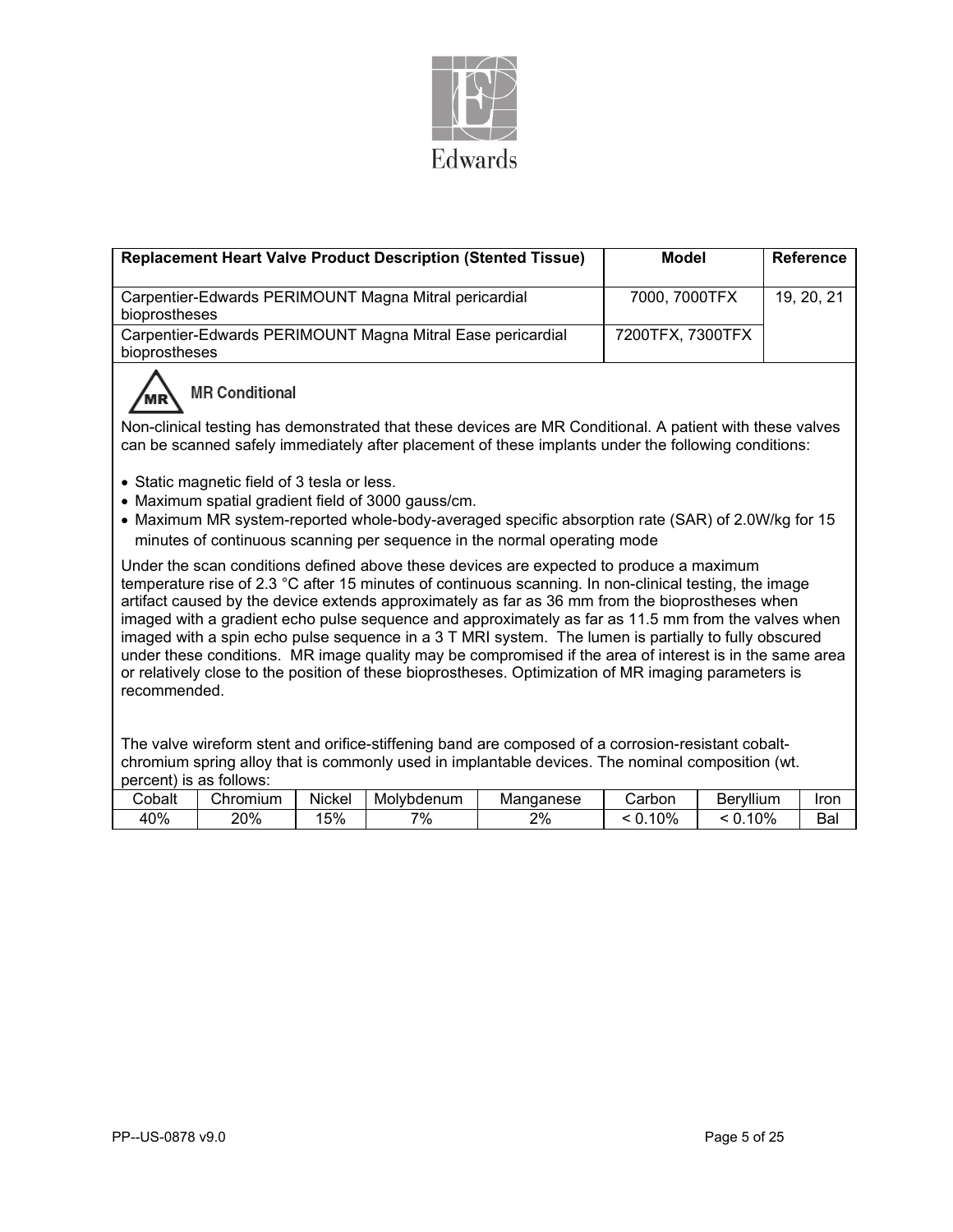| Replacement Heart Valve Product Description (Stented Tissue) | Model | Reference |
|---|---|---|
| Carpentier-Edwards PERIMOUNT Magna Mitral pericardial bioprostheses | 7000, 7000TFX | 19, 20, 21 |
| Carpentier-Edwards PERIMOUNT Magna Mitral Ease pericardial bioprostheses | 7200TFX, 7300TFX | |

**MR Conditional**

Non-clinical testing has demonstrated that these devices are MR Conditional. A patient with these valves can be scanned safely immediately after placement of these implants under the following conditions:

- Static magnetic field of 3 tesla or less.
- Maximum spatial gradient field of 3000 gauss/cm.
- Maximum MR system-reported whole-body-averaged specific absorption rate (SAR) of 2.0W/kg for 15 minutes of continuous scanning per sequence in the normal operating mode

Under the scan conditions defined above these devices are expected to produce a maximum temperature rise of 2.3 °C after 15 minutes of continuous scanning. In non-clinical testing, the image artifact caused by the device extends approximately as far as 36 mm from the bioprostheses when imaged with a gradient echo pulse sequence and approximately as far as 11.5 mm from the valves when imaged with a spin echo pulse sequence in a 3 T MRI system. The lumen is partially to fully obscured under these conditions. MR image quality may be compromised if the area of interest is in the same area or relatively close to the position of these bioprostheses. Optimization of MR imaging parameters is recommended.

The valve wireform stent and orifice-stiffening band are composed of a corrosion-resistant cobalt-chromium spring alloy that is commonly used in implantable devices. The nominal composition (wt. percent) is as follows:

| Cobalt | Chromium | Nickel | Molybdenum | Manganese | Carbon | Beryllium | Iron |
|---|---|---|---|---|---|---|---|
| 40% | 20% | 15% | 7% | 2% | < 0.10% | < 0.10% | Bal |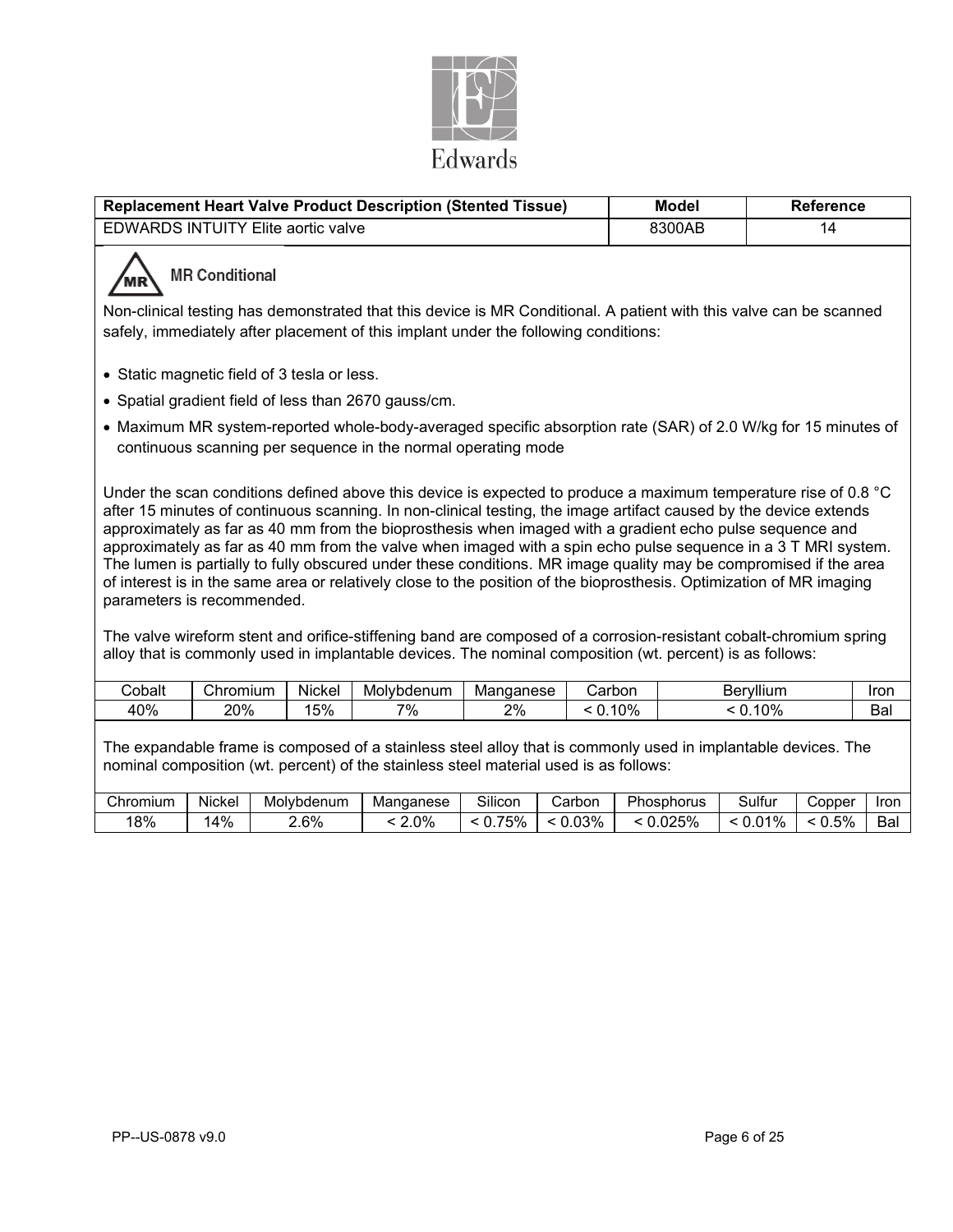Edwards

| Replacement Heart Valve Product Description (Stented Tissue) | Model | Reference |
| --- | --- | --- |
| EDWARDS INTUITY Elite aortic valve | 8300AB | 14 |

**MR Conditional**

Non-clinical testing has demonstrated that this device is MR Conditional. A patient with this valve can be scanned safely, immediately after placement of this implant under the following conditions:

- Static magnetic field of 3 tesla or less.
- Spatial gradient field of less than 2670 gauss/cm.
- Maximum MR system-reported whole-body-averaged specific absorption rate (SAR) of 2.0 W/kg for 15 minutes of continuous scanning per sequence in the normal operating mode

Under the scan conditions defined above this device is expected to produce a maximum temperature rise of 0.8 °C after 15 minutes of continuous scanning. In non-clinical testing, the image artifact caused by the device extends approximately as far as 40 mm from the bioprosthesis when imaged with a gradient echo pulse sequence and approximately as far as 40 mm from the valve when imaged with a spin echo pulse sequence in a 3 T MRI system. The lumen is partially to fully obscured under these conditions. MR image quality may be compromised if the area of interest is in the same area or relatively close to the position of the bioprosthesis. Optimization of MR imaging parameters is recommended.

The valve wireform stent and orifice-stiffening band are composed of a corrosion-resistant cobalt-chromium spring alloy that is commonly used in implantable devices. The nominal composition (wt. percent) is as follows:

| Cobalt | Chromium | Nickel | Molybdenum | Manganese | Carbon | Beryllium | Iron |
| --- | --- | --- | --- | --- | --- | --- | --- |
| 40% | 20% | 15% | 7% | 2% | < 0.10% | < 0.10% | Bal |

The expandable frame is composed of a stainless steel alloy that is commonly used in implantable devices. The nominal composition (wt. percent) of the stainless steel material used is as follows:

| Chromium | Nickel | Molybdenum | Manganese | Silicon | Carbon | Phosphorus | Sulfur | Copper | Iron |
| --- | --- | --- | --- | --- | --- | --- | --- | --- | --- |
| 18% | 14% | 2.6% | < 2.0% | < 0.75% | < 0.03% | < 0.025% | < 0.01% | < 0.5% | Bal |

PP--US-0878 v9.0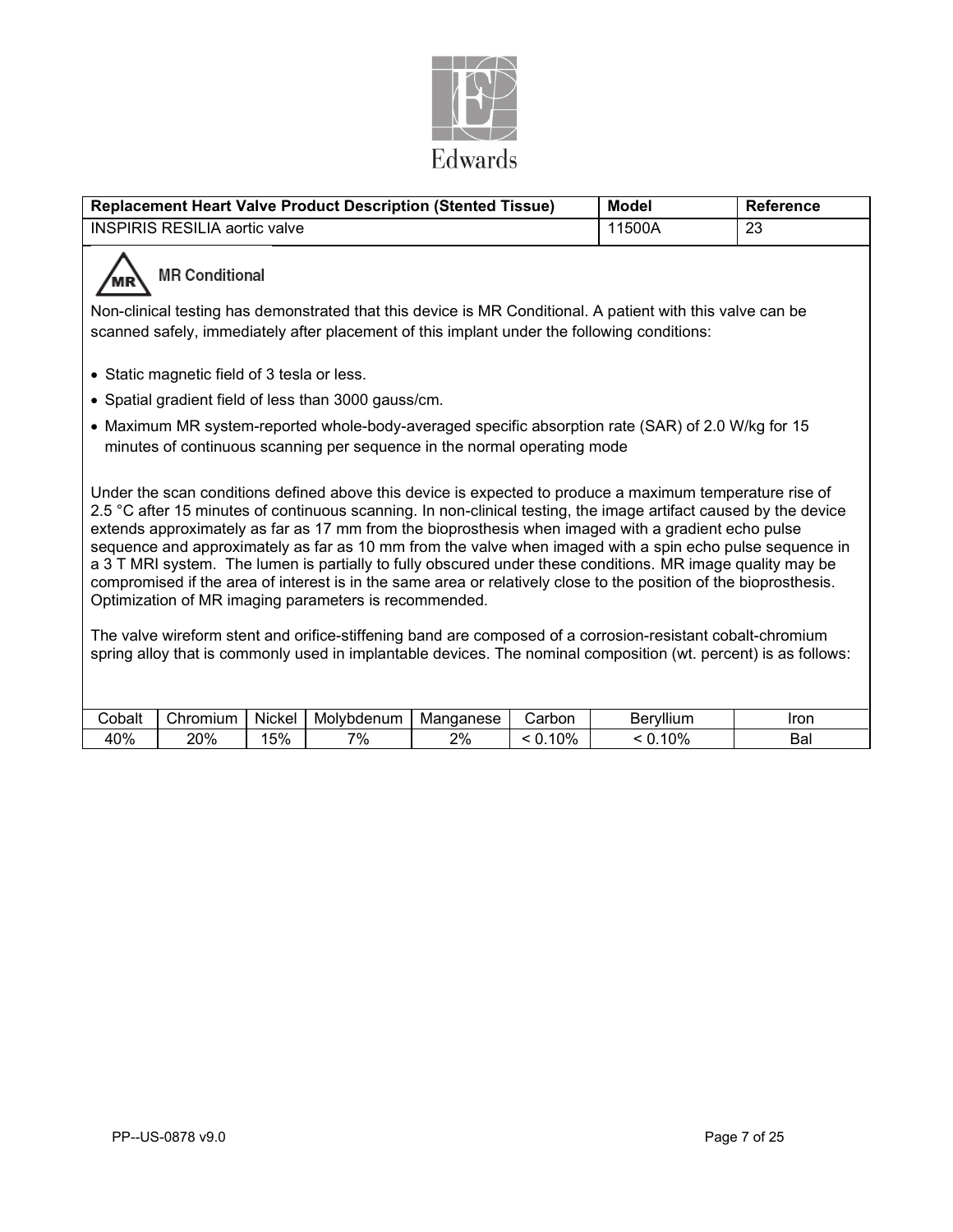Edwards

| Replacement Heart Valve Product Description (Stented Tissue) | Model | Reference |
| --- | --- | --- |
| INSPIRIS RESILIA aortic valve | 11500A | 23 |

**MR Conditional**

Non-clinical testing has demonstrated that this device is MR Conditional. A patient with this valve can be scanned safely, immediately after placement of this implant under the following conditions:

- Static magnetic field of 3 tesla or less.
- Spatial gradient field of less than 3000 gauss/cm.
- Maximum MR system-reported whole-body-averaged specific absorption rate (SAR) of 2.0 W/kg for 15 minutes of continuous scanning per sequence in the normal operating mode

Under the scan conditions defined above this device is expected to produce a maximum temperature rise of 2.5 °C after 15 minutes of continuous scanning. In non-clinical testing, the image artifact caused by the device extends approximately as far as 17 mm from the bioprosthesis when imaged with a gradient echo pulse sequence and approximately as far as 10 mm from the valve when imaged with a spin echo pulse sequence in a 3 T MRI system. The lumen is partially to fully obscured under these conditions. MR image quality may be compromised if the area of interest is in the same area or relatively close to the position of the bioprosthesis. Optimization of MR imaging parameters is recommended.

The valve wireform stent and orifice-stiffening band are composed of a corrosion-resistant cobalt-chromium spring alloy that is commonly used in implantable devices. The nominal composition (wt. percent) is as follows:

| Cobalt | Chromium | Nickel | Molybdenum | Manganese | Carbon | Beryllium | Iron |
| --- | --- | --- | --- | --- | --- | --- | --- |
| 40% | 20% | 15% | 7% | 2% | < 0.10% | < 0.10% | Bal |

PP--US-0878 v9.0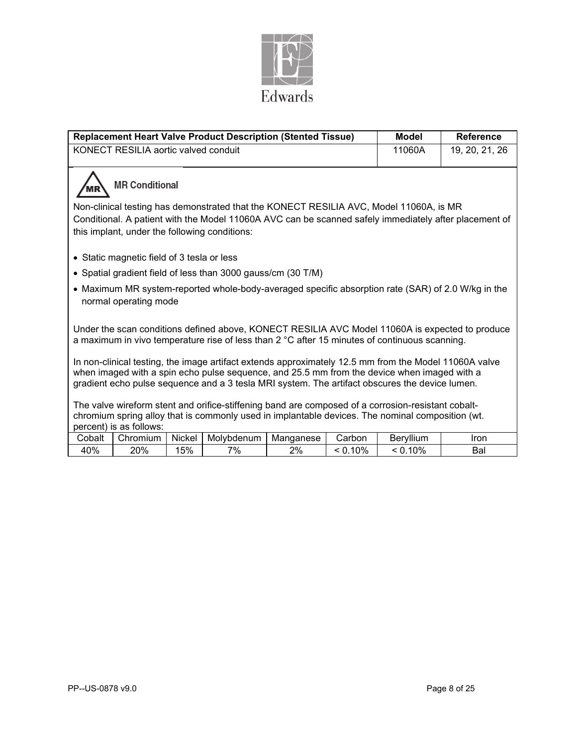| Replacement Heart Valve Product Description (Stented Tissue) | Model | Reference |
|---|---|---|
| KONECT RESILIA aortic valved conduit | 11060A | 19, 20, 21, 26 |

**MR Conditional**

Non-clinical testing has demonstrated that the KONECT RESILIA AVC, Model 11060A, is MR Conditional. A patient with the Model 11060A AVC can be scanned safely immediately after placement of this implant, under the following conditions:

- Static magnetic field of 3 tesla or less
- Spatial gradient field of less than 3000 gauss/cm (30 T/M)
- Maximum MR system-reported whole-body-averaged specific absorption rate (SAR) of 2.0 W/kg in the normal operating mode

Under the scan conditions defined above, KONECT RESILIA AVC Model 11060A is expected to produce a maximum in vivo temperature rise of less than 2 °C after 15 minutes of continuous scanning.

In non-clinical testing, the image artifact extends approximately 12.5 mm from the Model 11060A valve when imaged with a spin echo pulse sequence, and 25.5 mm from the device when imaged with a gradient echo pulse sequence and a 3 tesla MRI system. The artifact obscures the device lumen.

The valve wireform stent and orifice-stiffening band are composed of a corrosion-resistant cobalt-chromium spring alloy that is commonly used in implantable devices. The nominal composition (wt. percent) is as follows:

| Cobalt | Chromium | Nickel | Molybdenum | Manganese | Carbon | Beryllium | Iron |
|---|---|---|---|---|---|---|---|
| 40% | 20% | 15% | 7% | 2% | < 0.10% | < 0.10% | Bal |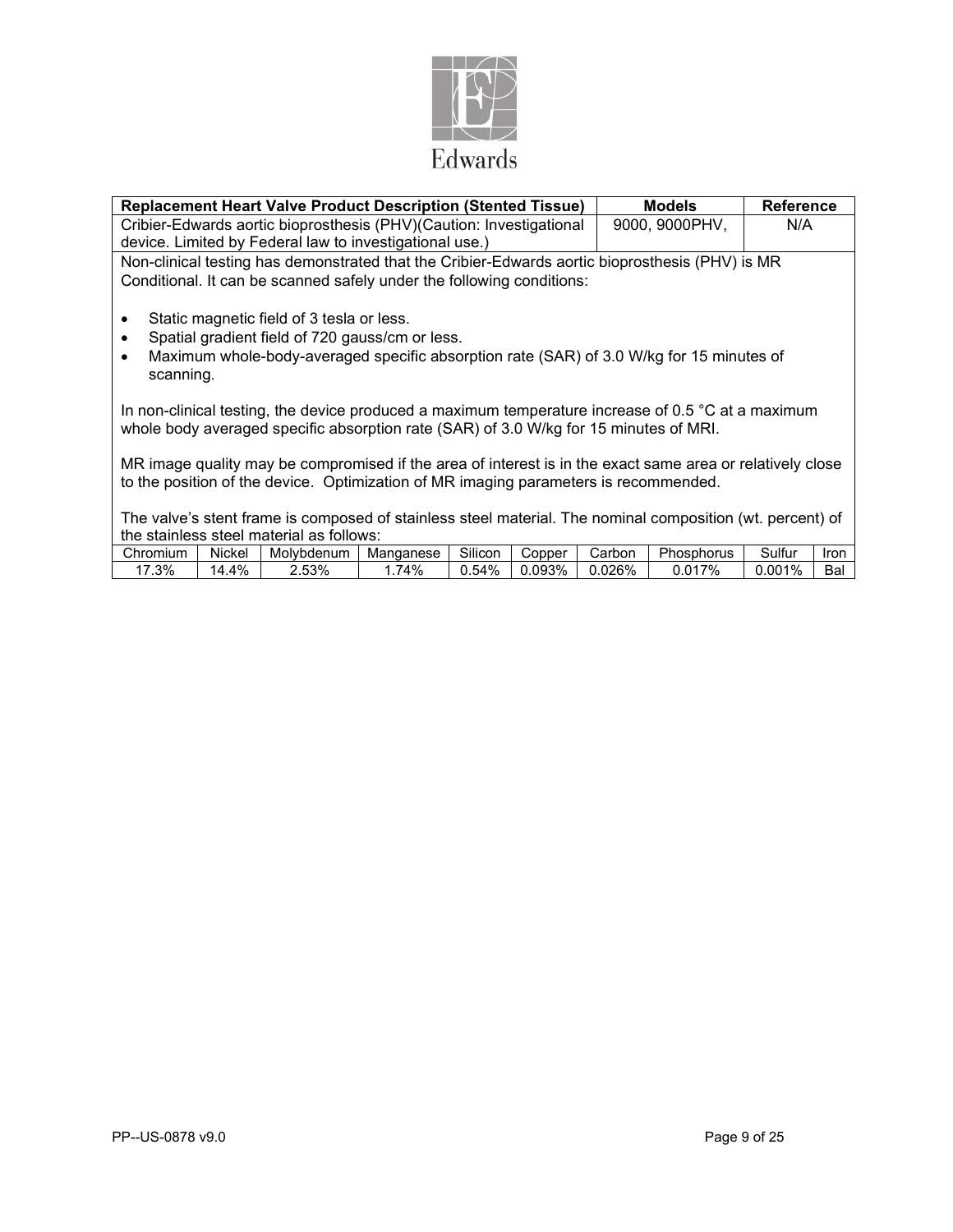| **Replacement Heart Valve Product Description (Stented Tissue)** | **Models** | **Reference** |
|---|---|---|
| Cribier-Edwards aortic bioprosthesis (PHV)(Caution: Investigational device. Limited by Federal law to investigational use.) | 9000, 9000PHV, | N/A |

Non-clinical testing has demonstrated that the Cribier-Edwards aortic bioprosthesis (PHV) is MR Conditional. It can be scanned safely under the following conditions:

- Static magnetic field of 3 tesla or less.
- Spatial gradient field of 720 gauss/cm or less.
- Maximum whole-body-averaged specific absorption rate (SAR) of 3.0 W/kg for 15 minutes of scanning.

In non-clinical testing, the device produced a maximum temperature increase of 0.5 °C at a maximum whole body averaged specific absorption rate (SAR) of 3.0 W/kg for 15 minutes of MRI.

MR image quality may be compromised if the area of interest is in the exact same area or relatively close to the position of the device. Optimization of MR imaging parameters is recommended.

The valve's stent frame is composed of stainless steel material. The nominal composition (wt. percent) of the stainless steel material as follows:

| Chromium | Nickel | Molybdenum | Manganese | Silicon | Copper | Carbon | Phosphorus | Sulfur | Iron |
|---|---|---|---|---|---|---|---|---|---|
| 17.3% | 14.4% | 2.53% | 1.74% | 0.54% | 0.093% | 0.026% | 0.017% | 0.001% | Bal |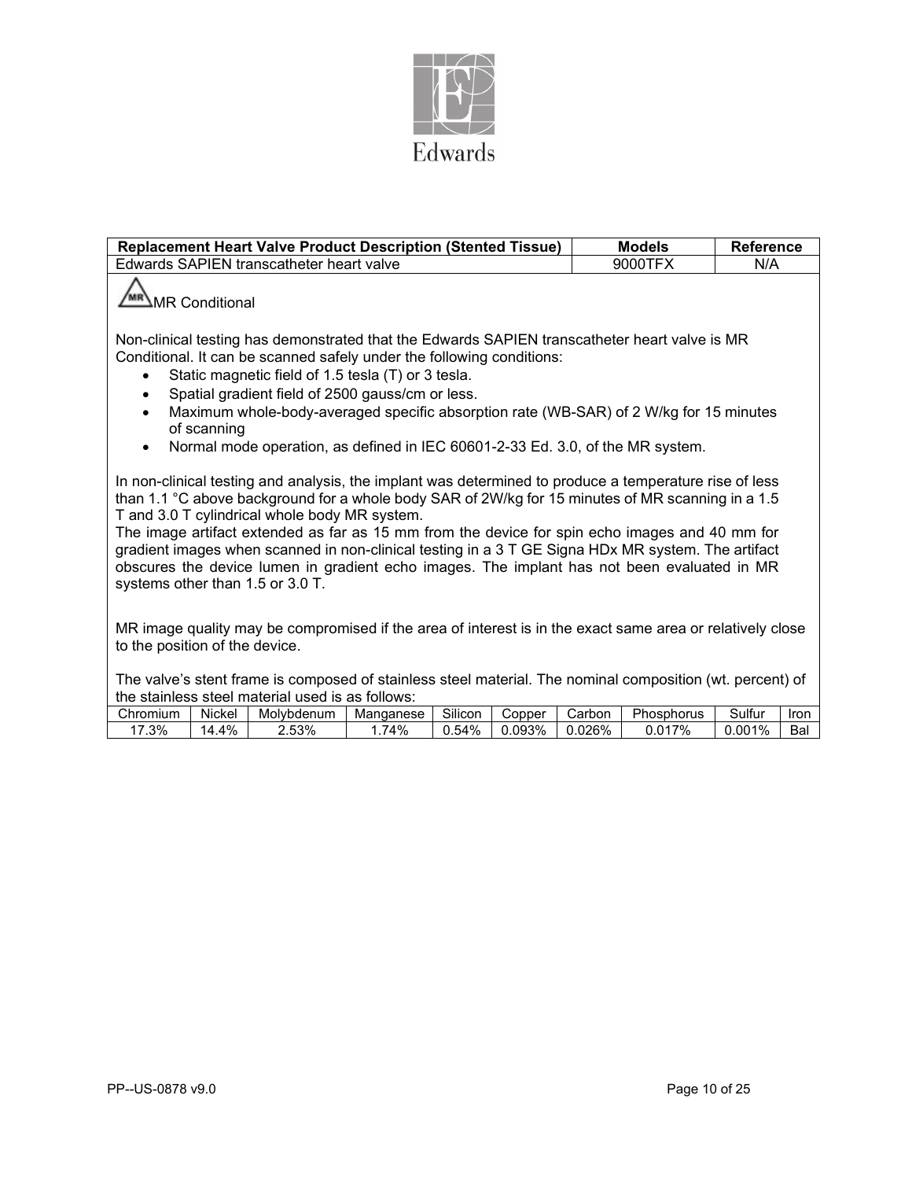| Replacement Heart Valve Product Description (Stented Tissue) | Models | Reference |
|---|---|---|
| Edwards SAPIEN transcatheter heart valve | 9000TFX | N/A |

MR Conditional

Non-clinical testing has demonstrated that the Edwards SAPIEN transcatheter heart valve is MR Conditional. It can be scanned safely under the following conditions:

- Static magnetic field of 1.5 tesla (T) or 3 tesla.
- Spatial gradient field of 2500 gauss/cm or less.
- Maximum whole-body-averaged specific absorption rate (WB-SAR) of 2 W/kg for 15 minutes of scanning
- Normal mode operation, as defined in IEC 60601-2-33 Ed. 3.0, of the MR system.

In non-clinical testing and analysis, the implant was determined to produce a temperature rise of less than 1.1 °C above background for a whole body SAR of 2W/kg for 15 minutes of MR scanning in a 1.5 T and 3.0 T cylindrical whole body MR system.
The image artifact extended as far as 15 mm from the device for spin echo images and 40 mm for gradient images when scanned in non-clinical testing in a 3 T GE Signa HDx MR system. The artifact obscures the device lumen in gradient echo images. The implant has not been evaluated in MR systems other than 1.5 or 3.0 T.

MR image quality may be compromised if the area of interest is in the exact same area or relatively close to the position of the device.

The valve's stent frame is composed of stainless steel material. The nominal composition (wt. percent) of the stainless steel material used is as follows:

| Chromium | Nickel | Molybdenum | Manganese | Silicon | Copper | Carbon | Phosphorus | Sulfur | Iron |
|---|---|---|---|---|---|---|---|---|---|
| 17.3% | 14.4% | 2.53% | 1.74% | 0.54% | 0.093% | 0.026% | 0.017% | 0.001% | Bal |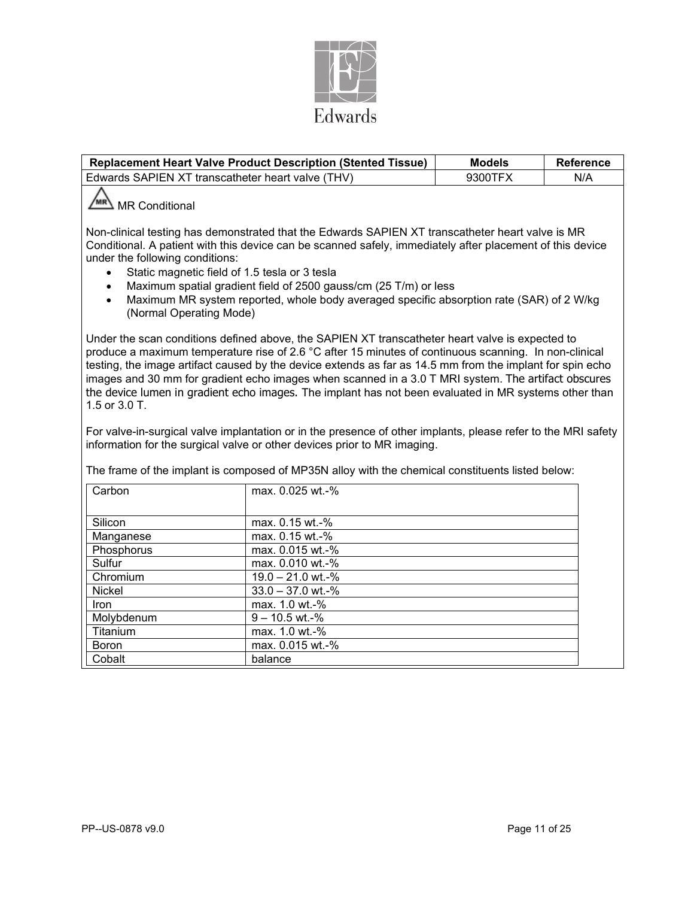| Replacement Heart Valve Product Description (Stented Tissue) | Models | Reference |
|---|---|---|
| Edwards SAPIEN XT transcatheter heart valve (THV) | 9300TFX | N/A |

MR Conditional

Non-clinical testing has demonstrated that the Edwards SAPIEN XT transcatheter heart valve is MR Conditional. A patient with this device can be scanned safely, immediately after placement of this device under the following conditions:

- Static magnetic field of 1.5 tesla or 3 tesla
- Maximum spatial gradient field of 2500 gauss/cm (25 T/m) or less
- Maximum MR system reported, whole body averaged specific absorption rate (SAR) of 2 W/kg (Normal Operating Mode)

Under the scan conditions defined above, the SAPIEN XT transcatheter heart valve is expected to produce a maximum temperature rise of 2.6 °C after 15 minutes of continuous scanning. In non-clinical testing, the image artifact caused by the device extends as far as 14.5 mm from the implant for spin echo images and 30 mm for gradient echo images when scanned in a 3.0 T MRI system. The artifact obscures the device lumen in gradient echo images. The implant has not been evaluated in MR systems other than 1.5 or 3.0 T.

For valve-in-surgical valve implantation or in the presence of other implants, please refer to the MRI safety information for the surgical valve or other devices prior to MR imaging.

The frame of the implant is composed of MP35N alloy with the chemical constituents listed below:

| Element | Content |
|---|---|
| Carbon | max. 0.025 wt.-% |
| Silicon | max. 0.15 wt.-% |
| Manganese | max. 0.15 wt.-% |
| Phosphorus | max. 0.015 wt.-% |
| Sulfur | max. 0.010 wt.-% |
| Chromium | 19.0 – 21.0 wt.-% |
| Nickel | 33.0 – 37.0 wt.-% |
| Iron | max. 1.0 wt.-% |
| Molybdenum | 9 – 10.5 wt.-% |
| Titanium | max. 1.0 wt.-% |
| Boron | max. 0.015 wt.-% |
| Cobalt | balance |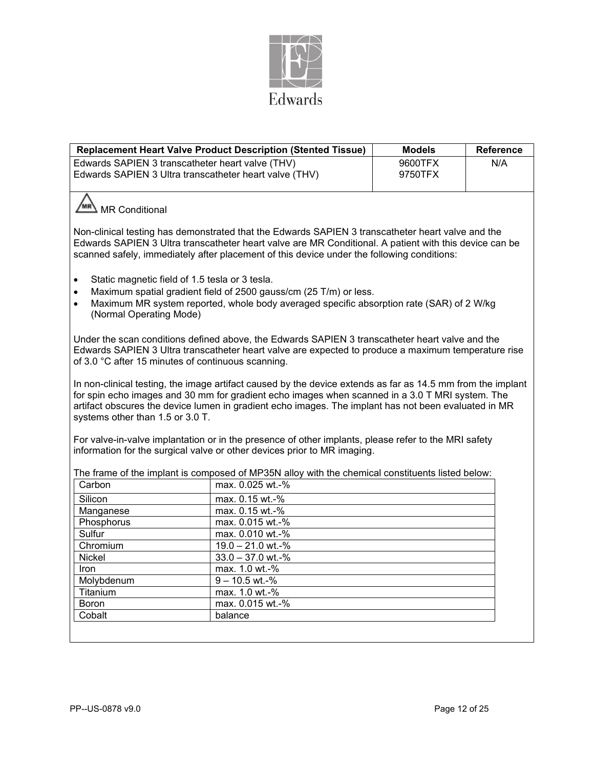Edwards

| Replacement Heart Valve Product Description (Stented Tissue) | Models | Reference |
| --- | --- | --- |
| Edwards SAPIEN 3 transcatheter heart valve (THV)<br>Edwards SAPIEN 3 Ultra transcatheter heart valve (THV) | 9600TFX<br>9750TFX | N/A |

MR Conditional

Non-clinical testing has demonstrated that the Edwards SAPIEN 3 transcatheter heart valve and the Edwards SAPIEN 3 Ultra transcatheter heart valve are MR Conditional. A patient with this device can be scanned safely, immediately after placement of this device under the following conditions:

- Static magnetic field of 1.5 tesla or 3 tesla.
- Maximum spatial gradient field of 2500 gauss/cm (25 T/m) or less.
- Maximum MR system reported, whole body averaged specific absorption rate (SAR) of 2 W/kg (Normal Operating Mode)

Under the scan conditions defined above, the Edwards SAPIEN 3 transcatheter heart valve and the Edwards SAPIEN 3 Ultra transcatheter heart valve are expected to produce a maximum temperature rise of 3.0 °C after 15 minutes of continuous scanning.

In non-clinical testing, the image artifact caused by the device extends as far as 14.5 mm from the implant for spin echo images and 30 mm for gradient echo images when scanned in a 3.0 T MRI system. The artifact obscures the device lumen in gradient echo images. The implant has not been evaluated in MR systems other than 1.5 or 3.0 T.

For valve-in-valve implantation or in the presence of other implants, please refer to the MRI safety information for the surgical valve or other devices prior to MR imaging.

The frame of the implant is composed of MP35N alloy with the chemical constituents listed below:

| Element | Content |
| --- | --- |
| Carbon | max. 0.025 wt.-% |
| Silicon | max. 0.15 wt.-% |
| Manganese | max. 0.15 wt.-% |
| Phosphorus | max. 0.015 wt.-% |
| Sulfur | max. 0.010 wt.-% |
| Chromium | 19.0 – 21.0 wt.-% |
| Nickel | 33.0 – 37.0 wt.-% |
| Iron | max. 1.0 wt.-% |
| Molybdenum | 9 – 10.5 wt.-% |
| Titanium | max. 1.0 wt.-% |
| Boron | max. 0.015 wt.-% |
| Cobalt | balance |

PP--US-0878 v9.0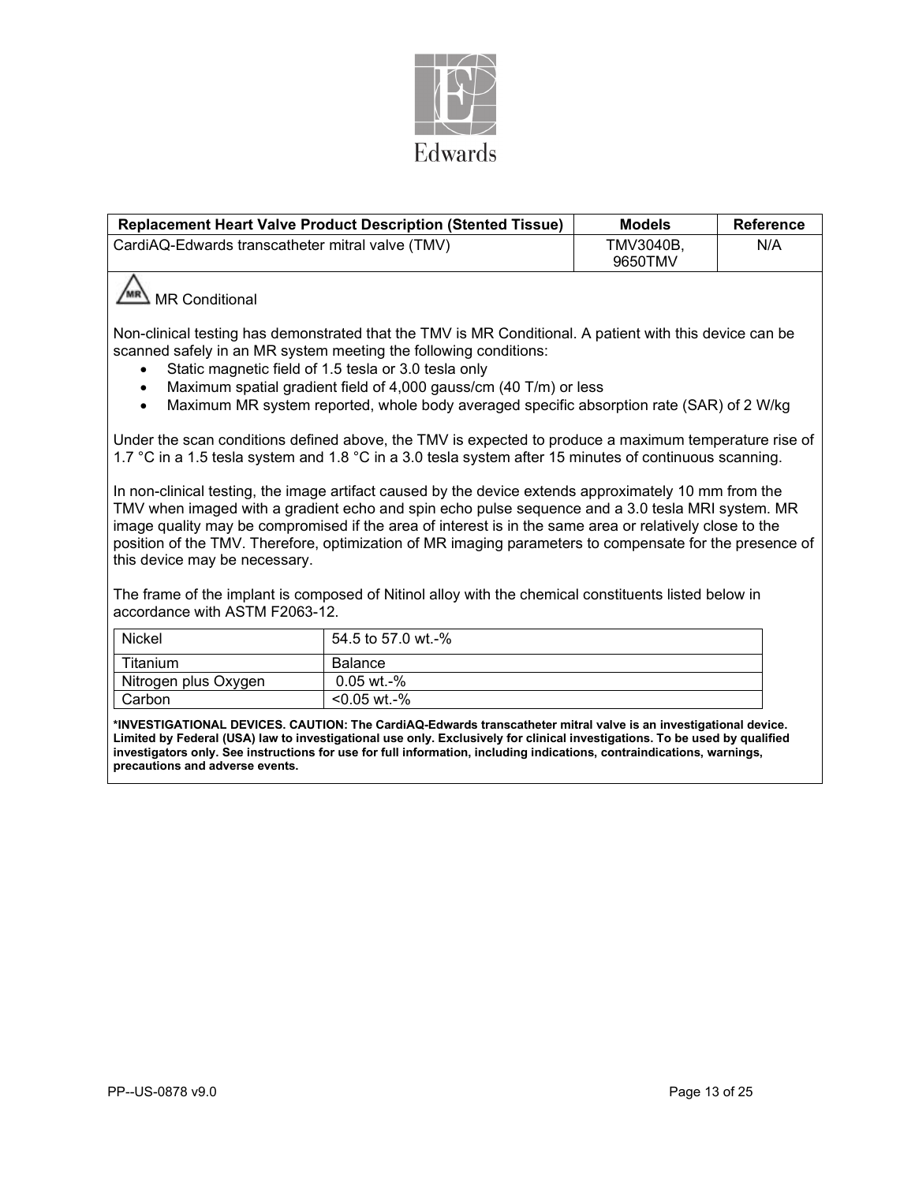Edwards

| Replacement Heart Valve Product Description (Stented Tissue) | Models | Reference |
| --- | --- | --- |
| CardiAQ-Edwards transcatheter mitral valve (TMV) | TMV3040B, 9650TMV | N/A |

MR Conditional

Non-clinical testing has demonstrated that the TMV is MR Conditional. A patient with this device can be scanned safely in an MR system meeting the following conditions:

- Static magnetic field of 1.5 tesla or 3.0 tesla only
- Maximum spatial gradient field of 4,000 gauss/cm (40 T/m) or less
- Maximum MR system reported, whole body averaged specific absorption rate (SAR) of 2 W/kg

Under the scan conditions defined above, the TMV is expected to produce a maximum temperature rise of 1.7 °C in a 1.5 tesla system and 1.8 °C in a 3.0 tesla system after 15 minutes of continuous scanning.

In non-clinical testing, the image artifact caused by the device extends approximately 10 mm from the TMV when imaged with a gradient echo and spin echo pulse sequence and a 3.0 tesla MRI system. MR image quality may be compromised if the area of interest is in the same area or relatively close to the position of the TMV. Therefore, optimization of MR imaging parameters to compensate for the presence of this device may be necessary.

The frame of the implant is composed of Nitinol alloy with the chemical constituents listed below in accordance with ASTM F2063-12.

| | |
| --- | --- |
| Nickel | 54.5 to 57.0 wt.-% |
| Titanium | Balance |
| Nitrogen plus Oxygen | 0.05 wt.-% |
| Carbon | <0.05 wt.-% |

**\*INVESTIGATIONAL DEVICES. CAUTION: The CardiAQ-Edwards transcatheter mitral valve is an investigational device. Limited by Federal (USA) law to investigational use only. Exclusively for clinical investigations. To be used by qualified investigators only. See instructions for use for full information, including indications, contraindications, warnings, precautions and adverse events.**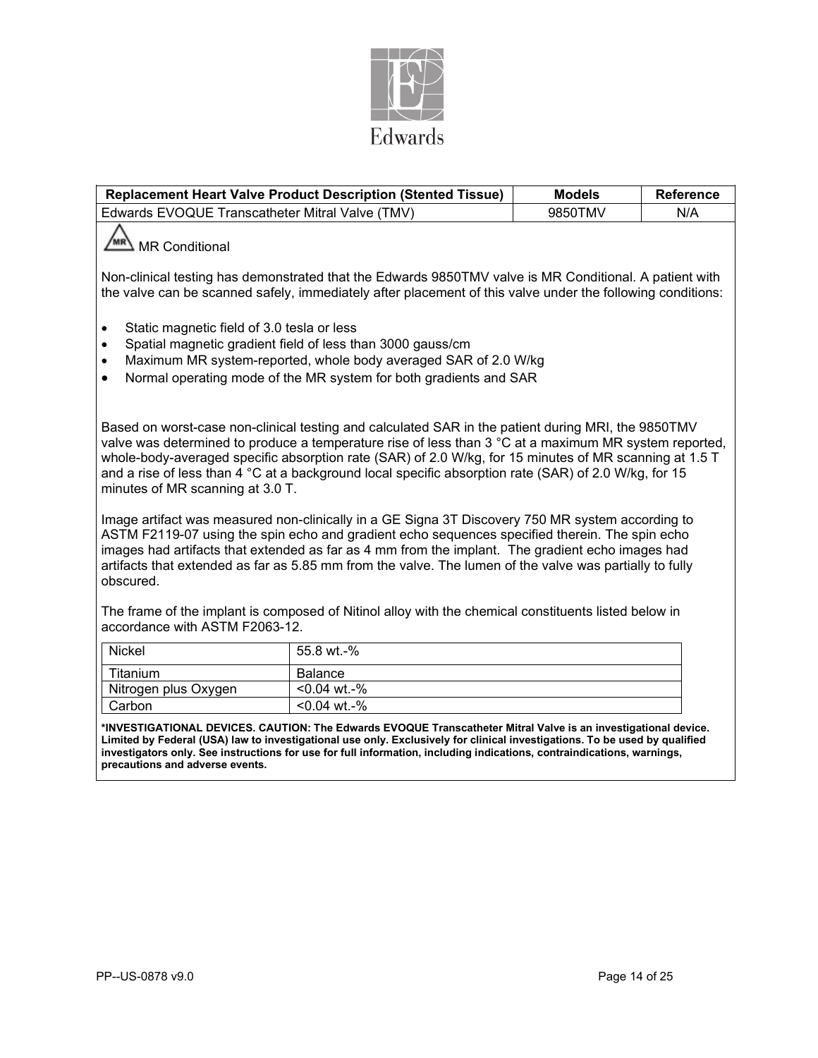| Replacement Heart Valve Product Description (Stented Tissue) | Models | Reference |
|---|---|---|
| Edwards EVOQUE Transcatheter Mitral Valve (TMV) | 9850TMV | N/A |

MR Conditional

Non-clinical testing has demonstrated that the Edwards 9850TMV valve is MR Conditional. A patient with the valve can be scanned safely, immediately after placement of this valve under the following conditions:

- Static magnetic field of 3.0 tesla or less
- Spatial magnetic gradient field of less than 3000 gauss/cm
- Maximum MR system-reported, whole body averaged SAR of 2.0 W/kg
- Normal operating mode of the MR system for both gradients and SAR

Based on worst-case non-clinical testing and calculated SAR in the patient during MRI, the 9850TMV valve was determined to produce a temperature rise of less than 3 °C at a maximum MR system reported, whole-body-averaged specific absorption rate (SAR) of 2.0 W/kg, for 15 minutes of MR scanning at 1.5 T and a rise of less than 4 °C at a background local specific absorption rate (SAR) of 2.0 W/kg, for 15 minutes of MR scanning at 3.0 T.

Image artifact was measured non-clinically in a GE Signa 3T Discovery 750 MR system according to ASTM F2119-07 using the spin echo and gradient echo sequences specified therein. The spin echo images had artifacts that extended as far as 4 mm from the implant. The gradient echo images had artifacts that extended as far as 5.85 mm from the valve. The lumen of the valve was partially to fully obscured.

The frame of the implant is composed of Nitinol alloy with the chemical constituents listed below in accordance with ASTM F2063-12.

| Nickel | 55.8 wt.-% |
|---|---|
| Titanium | Balance |
| Nitrogen plus Oxygen | <0.04 wt.-% |
| Carbon | <0.04 wt.-% |

**\*INVESTIGATIONAL DEVICES. CAUTION: The Edwards EVOQUE Transcatheter Mitral Valve is an investigational device. Limited by Federal (USA) law to investigational use only. Exclusively for clinical investigations. To be used by qualified investigators only. See instructions for use for full information, including indications, contraindications, warnings, precautions and adverse events.**

PP--US-0878 v9.0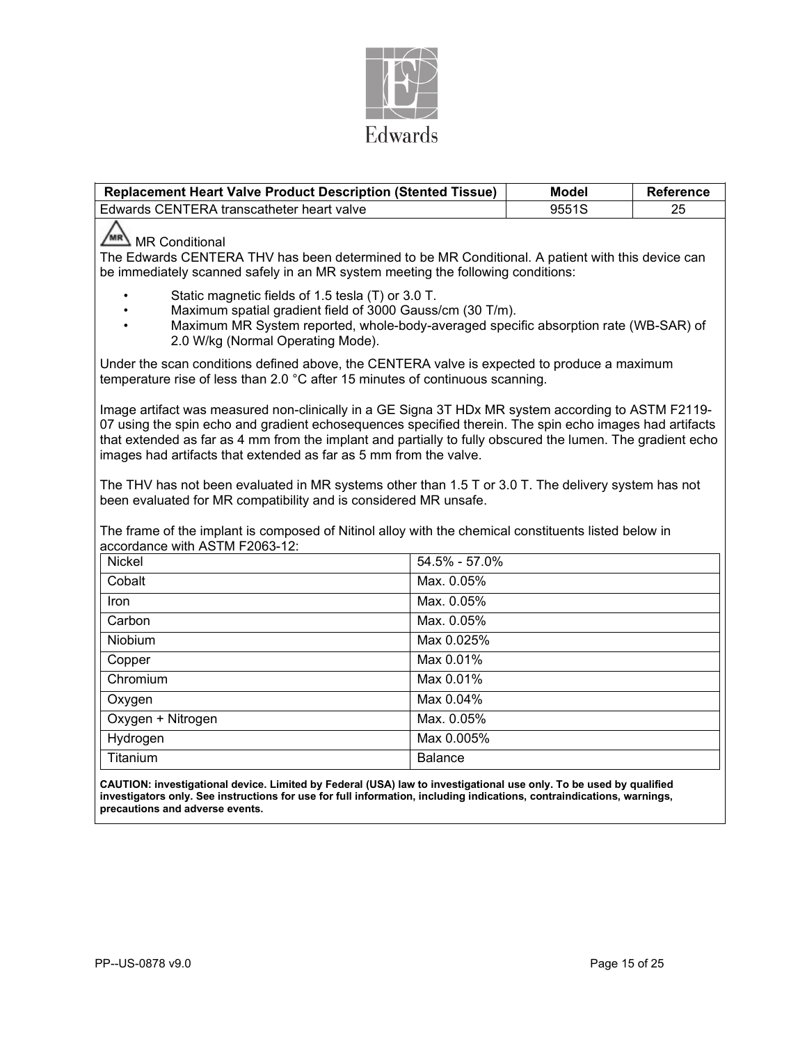| Replacement Heart Valve Product Description (Stented Tissue) | Model | Reference |
|---|---|---|
| Edwards CENTERA transcatheter heart valve | 9551S | 25 |

MR Conditional

The Edwards CENTERA THV has been determined to be MR Conditional. A patient with this device can be immediately scanned safely in an MR system meeting the following conditions:

- Static magnetic fields of 1.5 tesla (T) or 3.0 T.
- Maximum spatial gradient field of 3000 Gauss/cm (30 T/m).
- Maximum MR System reported, whole-body-averaged specific absorption rate (WB-SAR) of 2.0 W/kg (Normal Operating Mode).

Under the scan conditions defined above, the CENTERA valve is expected to produce a maximum temperature rise of less than 2.0 °C after 15 minutes of continuous scanning.

Image artifact was measured non-clinically in a GE Signa 3T HDx MR system according to ASTM F2119-07 using the spin echo and gradient echosequences specified therein. The spin echo images had artifacts that extended as far as 4 mm from the implant and partially to fully obscured the lumen. The gradient echo images had artifacts that extended as far as 5 mm from the valve.

The THV has not been evaluated in MR systems other than 1.5 T or 3.0 T. The delivery system has not been evaluated for MR compatibility and is considered MR unsafe.

The frame of the implant is composed of Nitinol alloy with the chemical constituents listed below in accordance with ASTM F2063-12:

| Element | Composition |
|---|---|
| Nickel | 54.5% - 57.0% |
| Cobalt | Max. 0.05% |
| Iron | Max. 0.05% |
| Carbon | Max. 0.05% |
| Niobium | Max 0.025% |
| Copper | Max 0.01% |
| Chromium | Max 0.01% |
| Oxygen | Max 0.04% |
| Oxygen + Nitrogen | Max. 0.05% |
| Hydrogen | Max 0.005% |
| Titanium | Balance |

**CAUTION: investigational device. Limited by Federal (USA) law to investigational use only. To be used by qualified investigators only. See instructions for use for full information, including indications, contraindications, warnings, precautions and adverse events.**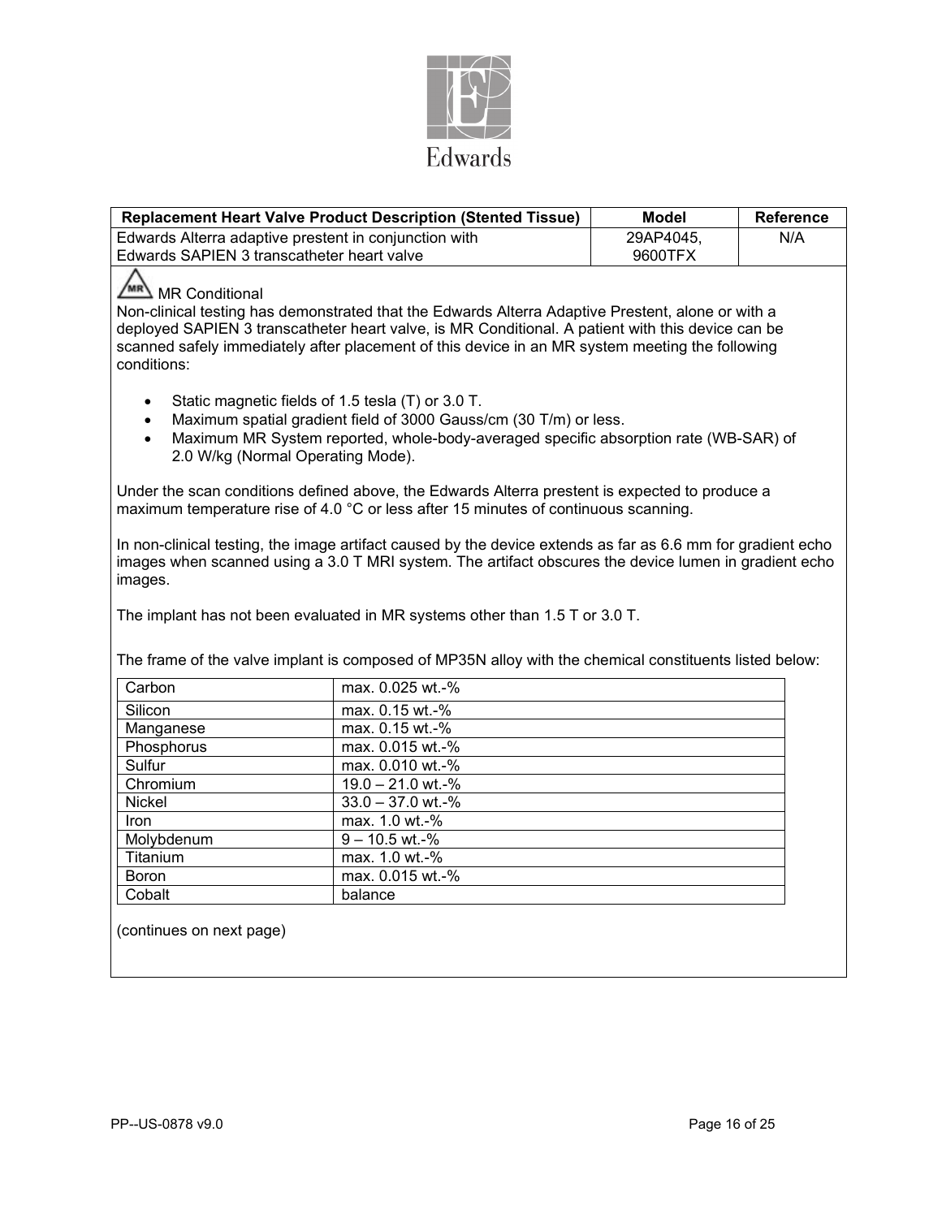| Replacement Heart Valve Product Description (Stented Tissue) | Model | Reference |
|---|---|---|
| Edwards Alterra adaptive prestent in conjunction with Edwards SAPIEN 3 transcatheter heart valve | 29AP4045, 9600TFX | N/A |

MR Conditional

Non-clinical testing has demonstrated that the Edwards Alterra Adaptive Prestent, alone or with a deployed SAPIEN 3 transcatheter heart valve, is MR Conditional. A patient with this device can be scanned safely immediately after placement of this device in an MR system meeting the following conditions:

- Static magnetic fields of 1.5 tesla (T) or 3.0 T.
- Maximum spatial gradient field of 3000 Gauss/cm (30 T/m) or less.
- Maximum MR System reported, whole-body-averaged specific absorption rate (WB-SAR) of 2.0 W/kg (Normal Operating Mode).

Under the scan conditions defined above, the Edwards Alterra prestent is expected to produce a maximum temperature rise of 4.0 °C or less after 15 minutes of continuous scanning.

In non-clinical testing, the image artifact caused by the device extends as far as 6.6 mm for gradient echo images when scanned using a 3.0 T MRI system. The artifact obscures the device lumen in gradient echo images.

The implant has not been evaluated in MR systems other than 1.5 T or 3.0 T.

The frame of the valve implant is composed of MP35N alloy with the chemical constituents listed below:

| Element | Content |
|---|---|
| Carbon | max. 0.025 wt.-% |
| Silicon | max. 0.15 wt.-% |
| Manganese | max. 0.15 wt.-% |
| Phosphorus | max. 0.015 wt.-% |
| Sulfur | max. 0.010 wt.-% |
| Chromium | 19.0 – 21.0 wt.-% |
| Nickel | 33.0 – 37.0 wt.-% |
| Iron | max. 1.0 wt.-% |
| Molybdenum | 9 – 10.5 wt.-% |
| Titanium | max. 1.0 wt.-% |
| Boron | max. 0.015 wt.-% |
| Cobalt | balance |

(continues on next page)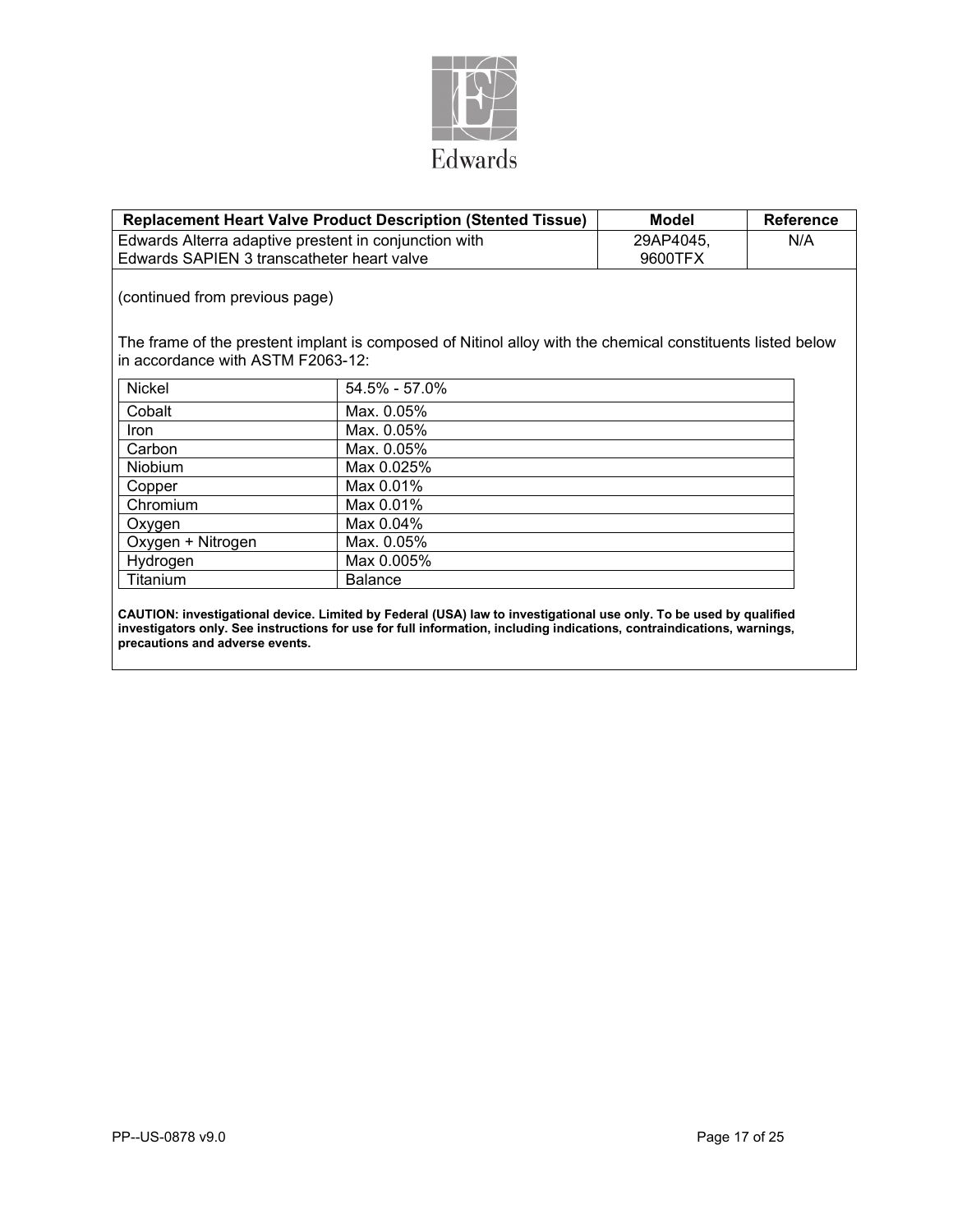| Replacement Heart Valve Product Description (Stented Tissue) | Model | Reference |
| --- | --- | --- |
| Edwards Alterra adaptive prestent in conjunction with Edwards SAPIEN 3 transcatheter heart valve | 29AP4045, 9600TFX | N/A |

(continued from previous page)

The frame of the prestent implant is composed of Nitinol alloy with the chemical constituents listed below in accordance with ASTM F2063-12:

| Nickel | 54.5% - 57.0% |
| --- | --- |
| Cobalt | Max. 0.05% |
| Iron | Max. 0.05% |
| Carbon | Max. 0.05% |
| Niobium | Max 0.025% |
| Copper | Max 0.01% |
| Chromium | Max 0.01% |
| Oxygen | Max 0.04% |
| Oxygen + Nitrogen | Max. 0.05% |
| Hydrogen | Max 0.005% |
| Titanium | Balance |

**CAUTION: investigational device. Limited by Federal (USA) law to investigational use only. To be used by qualified investigators only. See instructions for use for full information, including indications, contraindications, warnings, precautions and adverse events.**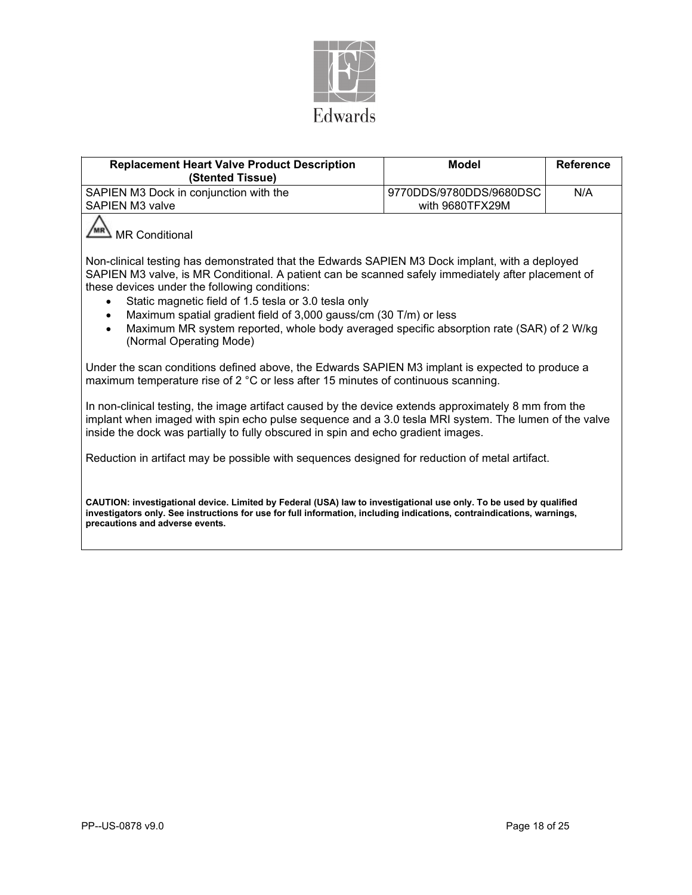Edwards

| Replacement Heart Valve Product Description (Stented Tissue) | Model | Reference |
|---|---|---|
| SAPIEN M3 Dock in conjunction with the SAPIEN M3 valve | 9770DDS/9780DDS/9680DSC with 9680TFX29M | N/A |

MR Conditional

Non-clinical testing has demonstrated that the Edwards SAPIEN M3 Dock implant, with a deployed SAPIEN M3 valve, is MR Conditional. A patient can be scanned safely immediately after placement of these devices under the following conditions:

- Static magnetic field of 1.5 tesla or 3.0 tesla only
- Maximum spatial gradient field of 3,000 gauss/cm (30 T/m) or less
- Maximum MR system reported, whole body averaged specific absorption rate (SAR) of 2 W/kg (Normal Operating Mode)

Under the scan conditions defined above, the Edwards SAPIEN M3 implant is expected to produce a maximum temperature rise of 2 °C or less after 15 minutes of continuous scanning.

In non-clinical testing, the image artifact caused by the device extends approximately 8 mm from the implant when imaged with spin echo pulse sequence and a 3.0 tesla MRI system. The lumen of the valve inside the dock was partially to fully obscured in spin and echo gradient images.

Reduction in artifact may be possible with sequences designed for reduction of metal artifact.

**CAUTION: investigational device. Limited by Federal (USA) law to investigational use only. To be used by qualified investigators only. See instructions for use for full information, including indications, contraindications, warnings, precautions and adverse events.**

PP--US-0878 v9.0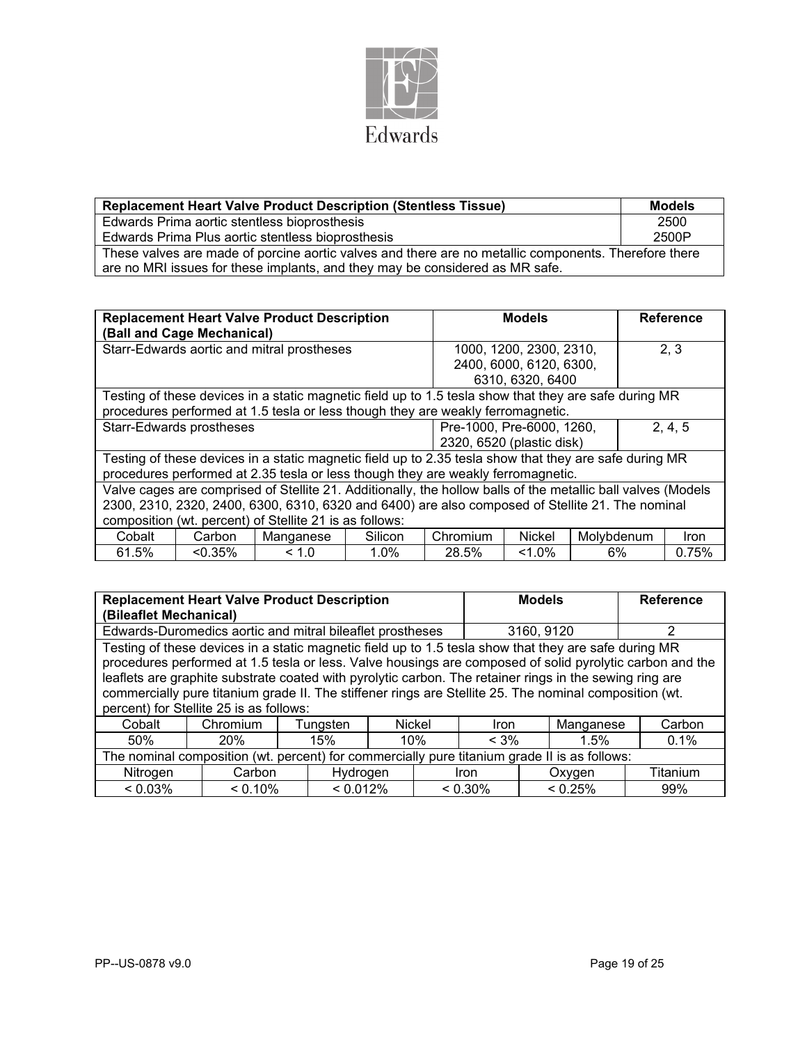| Replacement Heart Valve Product Description (Stentless Tissue) | Models |
|---|---|
| Edwards Prima aortic stentless bioprosthesis | 2500 |
| Edwards Prima Plus aortic stentless bioprosthesis | 2500P |
| These valves are made of porcine aortic valves and there are no metallic components. Therefore there are no MRI issues for these implants, and they may be considered as MR safe. | |

| Replacement Heart Valve Product Description (Ball and Cage Mechanical) | Models | Reference |
|---|---|---|
| Starr-Edwards aortic and mitral prostheses | 1000, 1200, 2300, 2310, 2400, 6000, 6120, 6300, 6310, 6320, 6400 | 2, 3 |
| Testing of these devices in a static magnetic field up to 1.5 tesla show that they are safe during MR procedures performed at 1.5 tesla or less though they are weakly ferromagnetic. | | |
| Starr-Edwards prostheses | Pre-1000, Pre-6000, 1260, 2320, 6520 (plastic disk) | 2, 4, 5 |
| Testing of these devices in a static magnetic field up to 2.35 tesla show that they are safe during MR procedures performed at 2.35 tesla or less though they are weakly ferromagnetic. | | |
| Valve cages are comprised of Stellite 21. Additionally, the hollow balls of the metallic ball valves (Models 2300, 2310, 2320, 2400, 6300, 6310, 6320 and 6400) are also composed of Stellite 21. The nominal composition (wt. percent) of Stellite 21 is as follows: | | |

| Cobalt | Carbon | Manganese | Silicon | Chromium | Nickel | Molybdenum | Iron |
|---|---|---|---|---|---|---|---|
| 61.5% | <0.35% | < 1.0 | 1.0% | 28.5% | <1.0% | 6% | 0.75% |

| Replacement Heart Valve Product Description (Bileaflet Mechanical) | Models | Reference |
|---|---|---|
| Edwards-Duromedics aortic and mitral bileaflet prostheses | 3160, 9120 | 2 |
| Testing of these devices in a static magnetic field up to 1.5 tesla show that they are safe during MR procedures performed at 1.5 tesla or less. Valve housings are composed of solid pyrolytic carbon and the leaflets are graphite substrate coated with pyrolytic carbon. The retainer rings in the sewing ring are commercially pure titanium grade II. The stiffener rings are Stellite 25. The nominal composition (wt. percent) for Stellite 25 is as follows: | | |

| Cobalt | Chromium | Tungsten | Nickel | Iron | Manganese | Carbon |
|---|---|---|---|---|---|---|
| 50% | 20% | 15% | 10% | < 3% | 1.5% | 0.1% |

The nominal composition (wt. percent) for commercially pure titanium grade II is as follows:

| Nitrogen | Carbon | Hydrogen | Iron | Oxygen | Titanium |
|---|---|---|---|---|---|
| < 0.03% | < 0.10% | < 0.012% | < 0.30% | < 0.25% | 99% |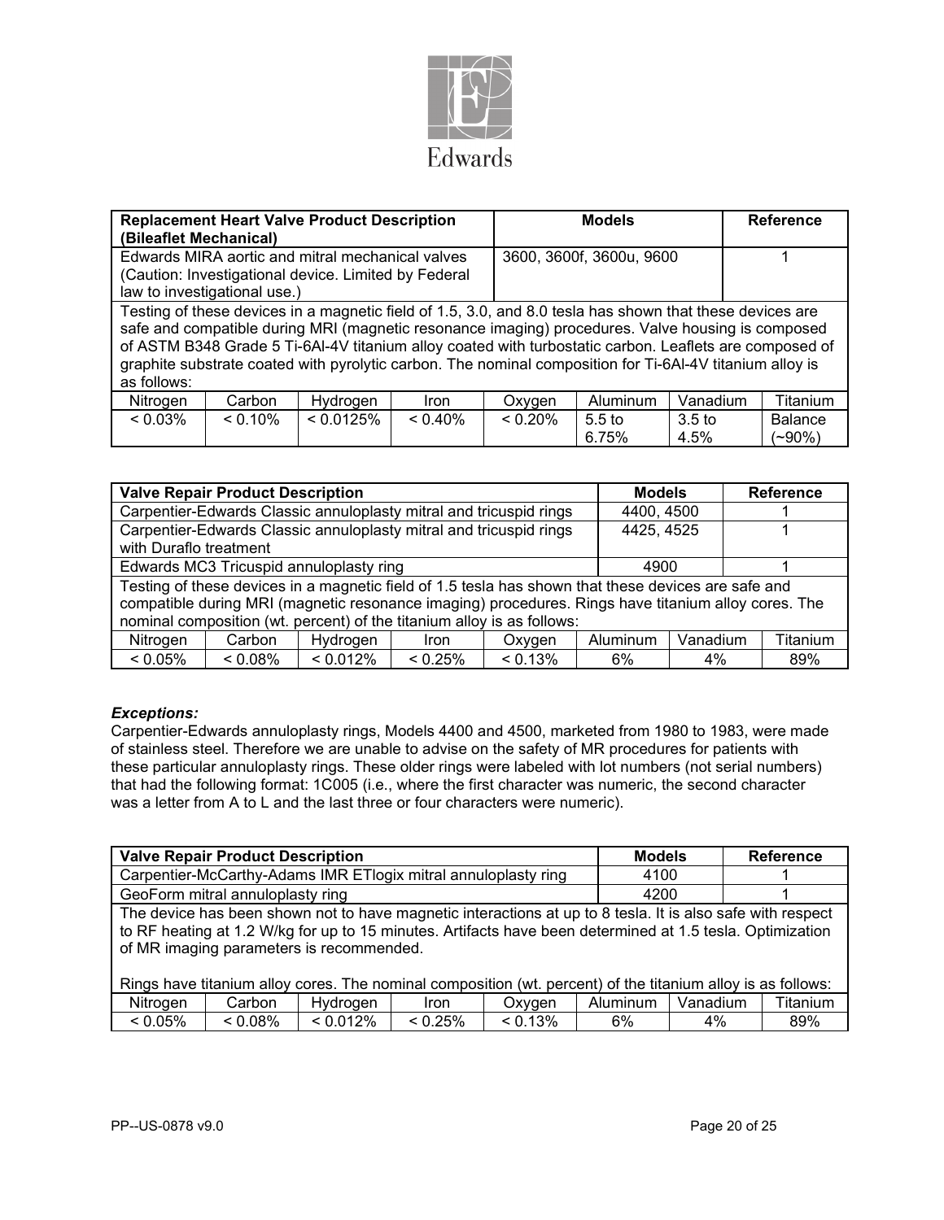| Replacement Heart Valve Product Description (Bileaflet Mechanical) | | | | Models | | Reference | |
|---|---|---|---|---|---|---|---|
| Edwards MIRA aortic and mitral mechanical valves (Caution: Investigational device. Limited by Federal law to investigational use.) | | | | 3600, 3600f, 3600u, 9600 | | 1 | |
| Testing of these devices in a magnetic field of 1.5, 3.0, and 8.0 tesla has shown that these devices are safe and compatible during MRI (magnetic resonance imaging) procedures. Valve housing is composed of ASTM B348 Grade 5 Ti-6Al-4V titanium alloy coated with turbostatic carbon. Leaflets are composed of graphite substrate coated with pyrolytic carbon. The nominal composition for Ti-6Al-4V titanium alloy is as follows: | | | | | | | |
| Nitrogen | Carbon | Hydrogen | Iron | Oxygen | Aluminum | Vanadium | Titanium |
| < 0.03% | < 0.10% | < 0.0125% | < 0.40% | < 0.20% | 5.5 to 6.75% | 3.5 to 4.5% | Balance (~90%) |

| Valve Repair Product Description | | | | | Models | | Reference |
|---|---|---|---|---|---|---|---|
| Carpentier-Edwards Classic annuloplasty mitral and tricuspid rings | | | | | 4400, 4500 | | 1 |
| Carpentier-Edwards Classic annuloplasty mitral and tricuspid rings with Duraflo treatment | | | | | 4425, 4525 | | 1 |
| Edwards MC3 Tricuspid annuloplasty ring | | | | | 4900 | | 1 |
| Testing of these devices in a magnetic field of 1.5 tesla has shown that these devices are safe and compatible during MRI (magnetic resonance imaging) procedures. Rings have titanium alloy cores. The nominal composition (wt. percent) of the titanium alloy is as follows: | | | | | | | |
| Nitrogen | Carbon | Hydrogen | Iron | Oxygen | Aluminum | Vanadium | Titanium |
| < 0.05% | < 0.08% | < 0.012% | < 0.25% | < 0.13% | 6% | 4% | 89% |

***Exceptions:***

Carpentier-Edwards annuloplasty rings, Models 4400 and 4500, marketed from 1980 to 1983, were made of stainless steel. Therefore we are unable to advise on the safety of MR procedures for patients with these particular annuloplasty rings. These older rings were labeled with lot numbers (not serial numbers) that had the following format: 1C005 (i.e., where the first character was numeric, the second character was a letter from A to L and the last three or four characters were numeric).

| Valve Repair Product Description | | | | | Models | | Reference |
|---|---|---|---|---|---|---|---|
| Carpentier-McCarthy-Adams IMR ETlogix mitral annuloplasty ring | | | | | 4100 | | 1 |
| GeoForm mitral annuloplasty ring | | | | | 4200 | | 1 |
| The device has been shown not to have magnetic interactions at up to 8 tesla. It is also safe with respect to RF heating at 1.2 W/kg for up to 15 minutes. Artifacts have been determined at 1.5 tesla. Optimization of MR imaging parameters is recommended. Rings have titanium alloy cores. The nominal composition (wt. percent) of the titanium alloy is as follows: | | | | | | | |
| Nitrogen | Carbon | Hydrogen | Iron | Oxygen | Aluminum | Vanadium | Titanium |
| < 0.05% | < 0.08% | < 0.012% | < 0.25% | < 0.13% | 6% | 4% | 89% |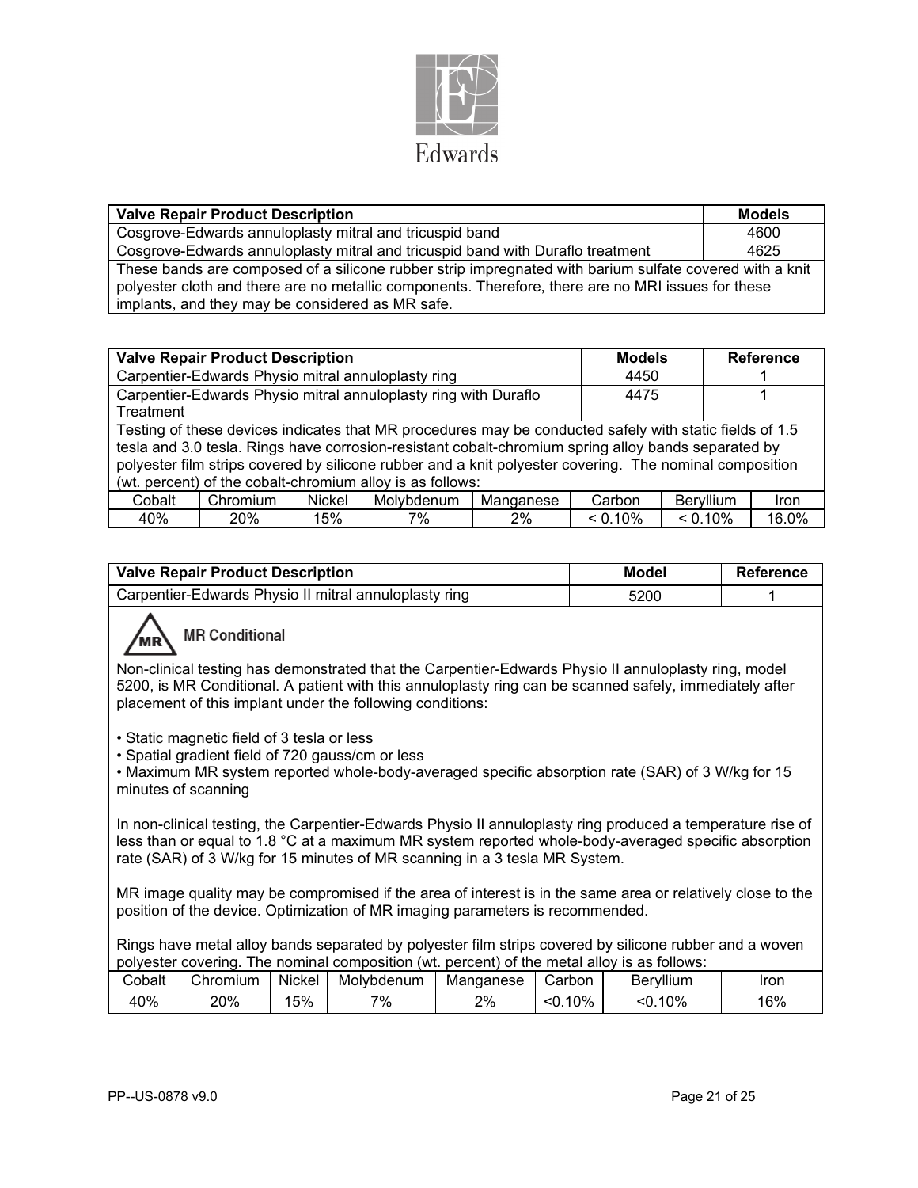Edwards

| Valve Repair Product Description | Models |
|---|---|
| Cosgrove-Edwards annuloplasty mitral and tricuspid band | 4600 |
| Cosgrove-Edwards annuloplasty mitral and tricuspid band with Duraflo treatment | 4625 |
| These bands are composed of a silicone rubber strip impregnated with barium sulfate covered with a knit polyester cloth and there are no metallic components. Therefore, there are no MRI issues for these implants, and they may be considered as MR safe. | |

| Valve Repair Product Description | | | | | Models | | Reference |
|---|---|---|---|---|---|---|---|
| Carpentier-Edwards Physio mitral annuloplasty ring | | | | | 4450 | | 1 |
| Carpentier-Edwards Physio mitral annuloplasty ring with Duraflo Treatment | | | | | 4475 | | 1 |
| Testing of these devices indicates that MR procedures may be conducted safely with static fields of 1.5 tesla and 3.0 tesla. Rings have corrosion-resistant cobalt-chromium spring alloy bands separated by polyester film strips covered by silicone rubber and a knit polyester covering. The nominal composition (wt. percent) of the cobalt-chromium alloy is as follows: | | | | | | | |
| Cobalt | Chromium | Nickel | Molybdenum | Manganese | Carbon | Beryllium | Iron |
| 40% | 20% | 15% | 7% | 2% | < 0.10% | < 0.10% | 16.0% |

| Valve Repair Product Description | Model | Reference |
|---|---|---|
| Carpentier-Edwards Physio II mitral annuloplasty ring | 5200 | 1 |

MR Conditional

Non-clinical testing has demonstrated that the Carpentier-Edwards Physio II annuloplasty ring, model 5200, is MR Conditional. A patient with this annuloplasty ring can be scanned safely, immediately after placement of this implant under the following conditions:

- Static magnetic field of 3 tesla or less
- Spatial gradient field of 720 gauss/cm or less
- Maximum MR system reported whole-body-averaged specific absorption rate (SAR) of 3 W/kg for 15 minutes of scanning

In non-clinical testing, the Carpentier-Edwards Physio II annuloplasty ring produced a temperature rise of less than or equal to 1.8 °C at a maximum MR system reported whole-body-averaged specific absorption rate (SAR) of 3 W/kg for 15 minutes of MR scanning in a 3 tesla MR System.

MR image quality may be compromised if the area of interest is in the same area or relatively close to the position of the device. Optimization of MR imaging parameters is recommended.

Rings have metal alloy bands separated by polyester film strips covered by silicone rubber and a woven polyester covering. The nominal composition (wt. percent) of the metal alloy is as follows:

| Cobalt | Chromium | Nickel | Molybdenum | Manganese | Carbon | Beryllium | Iron |
|---|---|---|---|---|---|---|---|
| 40% | 20% | 15% | 7% | 2% | <0.10% | <0.10% | 16% |

PP--US-0878 v9.0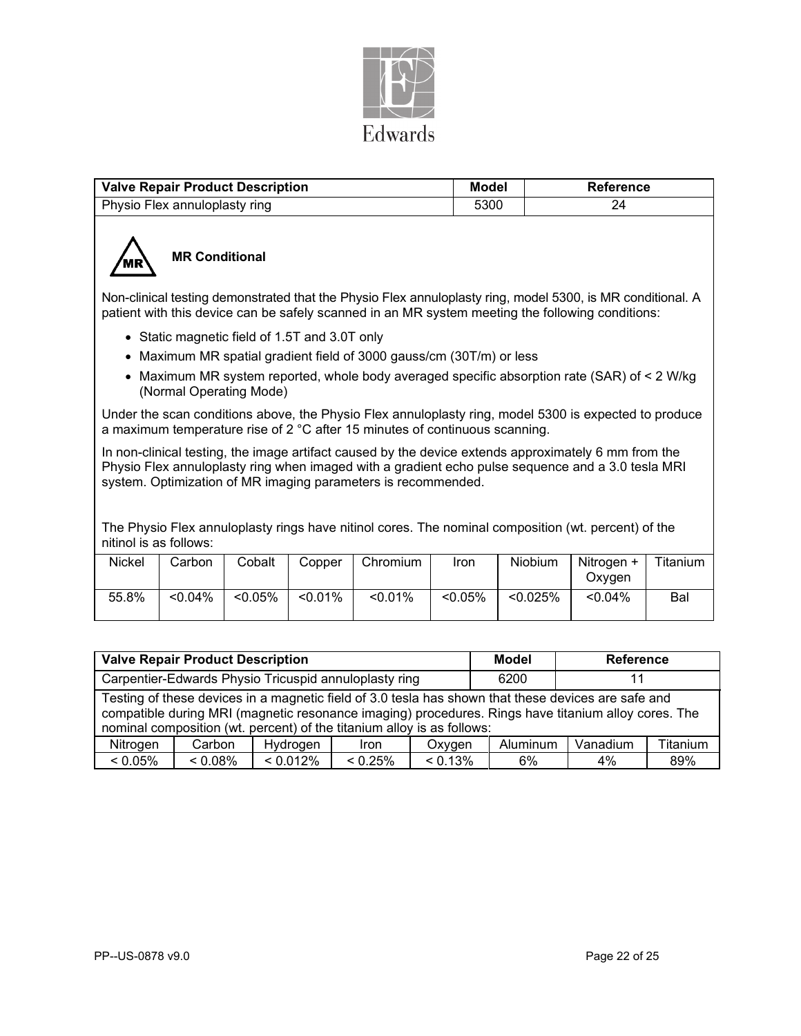| Valve Repair Product Description | Model | Reference |
|---|---|---|
| Physio Flex annuloplasty ring | 5300 | 24 |

**MR Conditional**

Non-clinical testing demonstrated that the Physio Flex annuloplasty ring, model 5300, is MR conditional. A patient with this device can be safely scanned in an MR system meeting the following conditions:

- Static magnetic field of 1.5T and 3.0T only
- Maximum MR spatial gradient field of 3000 gauss/cm (30T/m) or less
- Maximum MR system reported, whole body averaged specific absorption rate (SAR) of < 2 W/kg (Normal Operating Mode)

Under the scan conditions above, the Physio Flex annuloplasty ring, model 5300 is expected to produce a maximum temperature rise of 2 °C after 15 minutes of continuous scanning.

In non-clinical testing, the image artifact caused by the device extends approximately 6 mm from the Physio Flex annuloplasty ring when imaged with a gradient echo pulse sequence and a 3.0 tesla MRI system. Optimization of MR imaging parameters is recommended.

The Physio Flex annuloplasty rings have nitinol cores. The nominal composition (wt. percent) of the nitinol is as follows:

| Nickel | Carbon | Cobalt | Copper | Chromium | Iron | Niobium | Nitrogen + Oxygen | Titanium |
|---|---|---|---|---|---|---|---|---|
| 55.8% | <0.04% | <0.05% | <0.01% | <0.01% | <0.05% | <0.025% | <0.04% | Bal |

| Valve Repair Product Description | Model | Reference |
|---|---|---|
| Carpentier-Edwards Physio Tricuspid annuloplasty ring | 6200 | 11 |

Testing of these devices in a magnetic field of 3.0 tesla has shown that these devices are safe and compatible during MRI (magnetic resonance imaging) procedures. Rings have titanium alloy cores. The nominal composition (wt. percent) of the titanium alloy is as follows:

| Nitrogen | Carbon | Hydrogen | Iron | Oxygen | Aluminum | Vanadium | Titanium |
|---|---|---|---|---|---|---|---|
| < 0.05% | < 0.08% | < 0.012% | < 0.25% | < 0.13% | 6% | 4% | 89% |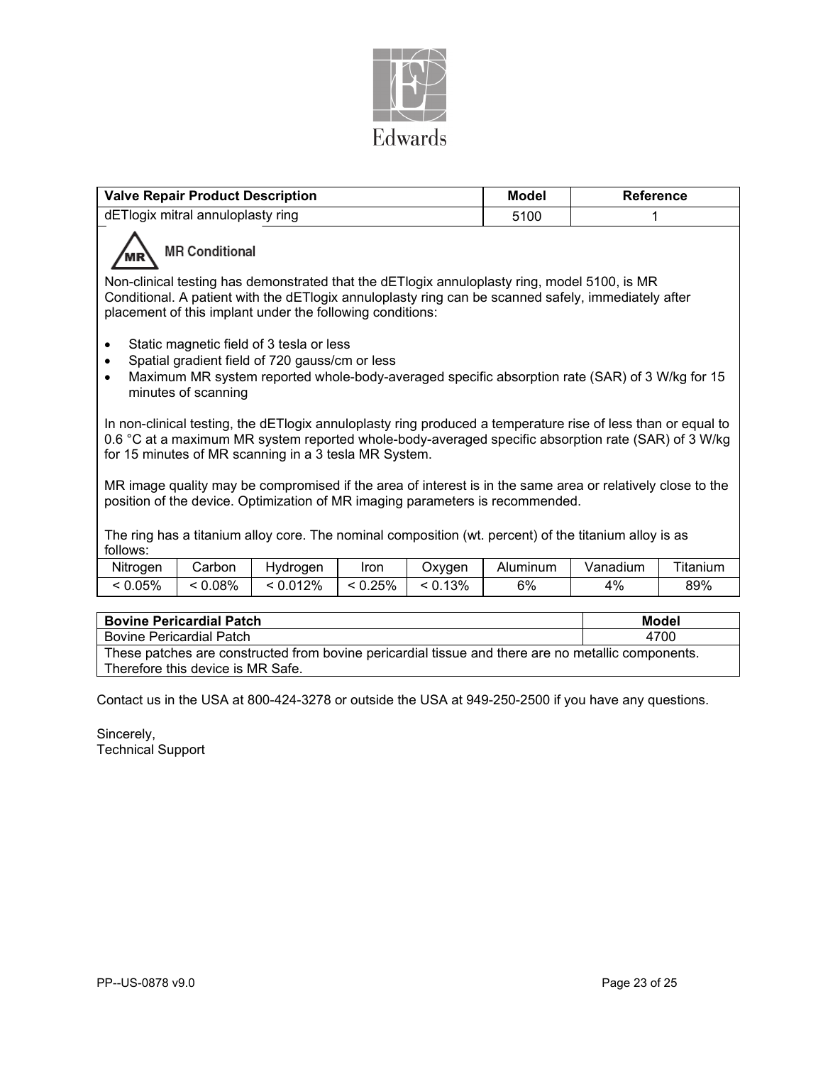Edwards

| Valve Repair Product Description | Model | Reference |
| --- | --- | --- |
| dETlogix mitral annuloplasty ring | 5100 | 1 |

**MR Conditional**

Non-clinical testing has demonstrated that the dETlogix annuloplasty ring, model 5100, is MR Conditional. A patient with the dETlogix annuloplasty ring can be scanned safely, immediately after placement of this implant under the following conditions:

- Static magnetic field of 3 tesla or less
- Spatial gradient field of 720 gauss/cm or less
- Maximum MR system reported whole-body-averaged specific absorption rate (SAR) of 3 W/kg for 15 minutes of scanning

In non-clinical testing, the dETlogix annuloplasty ring produced a temperature rise of less than or equal to 0.6 °C at a maximum MR system reported whole-body-averaged specific absorption rate (SAR) of 3 W/kg for 15 minutes of MR scanning in a 3 tesla MR System.

MR image quality may be compromised if the area of interest is in the same area or relatively close to the position of the device. Optimization of MR imaging parameters is recommended.

The ring has a titanium alloy core. The nominal composition (wt. percent) of the titanium alloy is as follows:

| Nitrogen | Carbon | Hydrogen | Iron | Oxygen | Aluminum | Vanadium | Titanium |
| --- | --- | --- | --- | --- | --- | --- | --- |
| < 0.05% | < 0.08% | < 0.012% | < 0.25% | < 0.13% | 6% | 4% | 89% |

| Bovine Pericardial Patch | Model |
| --- | --- |
| Bovine Pericardial Patch | 4700 |
| These patches are constructed from bovine pericardial tissue and there are no metallic components. Therefore this device is MR Safe. | |

Contact us in the USA at 800-424-3278 or outside the USA at 949-250-2500 if you have any questions.

Sincerely,
Technical Support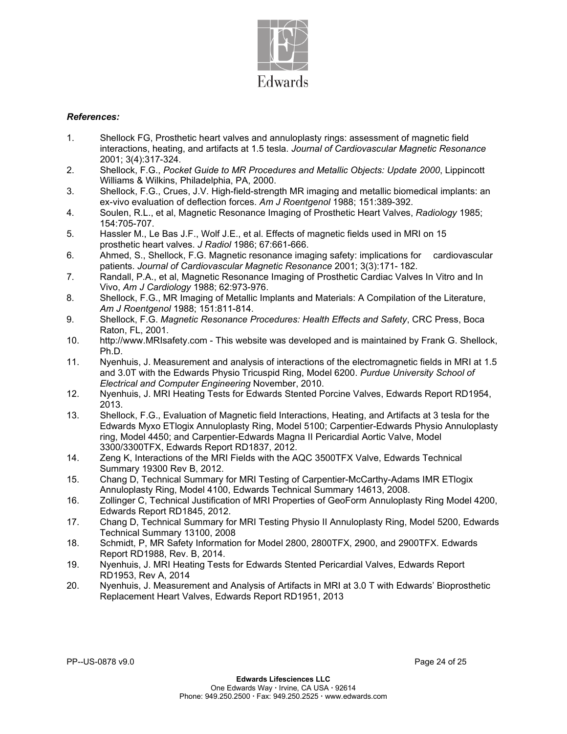***References:***

1. Shellock FG, Prosthetic heart valves and annuloplasty rings: assessment of magnetic field interactions, heating, and artifacts at 1.5 tesla. *Journal of Cardiovascular Magnetic Resonance* 2001; 3(4):317-324.
2. Shellock, F.G., *Pocket Guide to MR Procedures and Metallic Objects: Update 2000*, Lippincott Williams & Wilkins, Philadelphia, PA, 2000.
3. Shellock, F.G., Crues, J.V. High-field-strength MR imaging and metallic biomedical implants: an ex-vivo evaluation of deflection forces. *Am J Roentgenol* 1988; 151:389-392.
4. Soulen, R.L., et al, Magnetic Resonance Imaging of Prosthetic Heart Valves, *Radiology* 1985; 154:705-707.
5. Hassler M., Le Bas J.F., Wolf J.E., et al. Effects of magnetic fields used in MRI on 15 prosthetic heart valves. *J Radiol* 1986; 67:661-666.
6. Ahmed, S., Shellock, F.G. Magnetic resonance imaging safety: implications for cardiovascular patients. *Journal of Cardiovascular Magnetic Resonance* 2001; 3(3):171- 182.
7. Randall, P.A., et al, Magnetic Resonance Imaging of Prosthetic Cardiac Valves In Vitro and In Vivo, *Am J Cardiology* 1988; 62:973-976.
8. Shellock, F.G., MR Imaging of Metallic Implants and Materials: A Compilation of the Literature, *Am J Roentgenol* 1988; 151:811-814.
9. Shellock, F.G. *Magnetic Resonance Procedures: Health Effects and Safety*, CRC Press, Boca Raton, FL, 2001.
10. http://www.MRIsafety.com - This website was developed and is maintained by Frank G. Shellock, Ph.D.
11. Nyenhuis, J. Measurement and analysis of interactions of the electromagnetic fields in MRI at 1.5 and 3.0T with the Edwards Physio Tricuspid Ring, Model 6200. *Purdue University School of Electrical and Computer Engineering* November, 2010.
12. Nyenhuis, J. MRI Heating Tests for Edwards Stented Porcine Valves, Edwards Report RD1954, 2013.
13. Shellock, F.G., Evaluation of Magnetic field Interactions, Heating, and Artifacts at 3 tesla for the Edwards Myxo ETlogix Annuloplasty Ring, Model 5100; Carpentier-Edwards Physio Annuloplasty ring, Model 4450; and Carpentier-Edwards Magna II Pericardial Aortic Valve, Model 3300/3300TFX, Edwards Report RD1837, 2012.
14. Zeng K, Interactions of the MRI Fields with the AQC 3500TFX Valve, Edwards Technical Summary 19300 Rev B, 2012.
15. Chang D, Technical Summary for MRI Testing of Carpentier-McCarthy-Adams IMR ETlogix Annuloplasty Ring, Model 4100, Edwards Technical Summary 14613, 2008.
16. Zollinger C, Technical Justification of MRI Properties of GeoForm Annuloplasty Ring Model 4200, Edwards Report RD1845, 2012.
17. Chang D, Technical Summary for MRI Testing Physio II Annuloplasty Ring, Model 5200, Edwards Technical Summary 13100, 2008
18. Schmidt, P, MR Safety Information for Model 2800, 2800TFX, 2900, and 2900TFX. Edwards Report RD1988, Rev. B, 2014.
19. Nyenhuis, J. MRI Heating Tests for Edwards Stented Pericardial Valves, Edwards Report RD1953, Rev A, 2014
20. Nyenhuis, J. Measurement and Analysis of Artifacts in MRI at 3.0 T with Edwards' Bioprosthetic Replacement Heart Valves, Edwards Report RD1951, 2013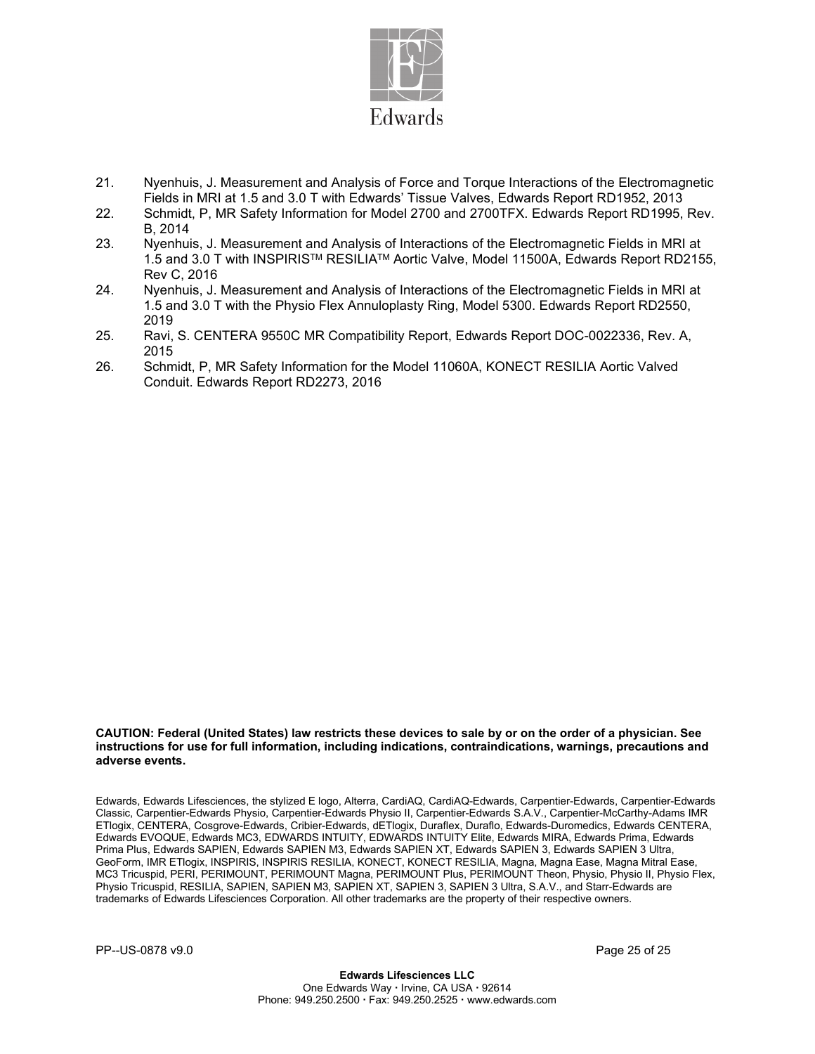21. Nyenhuis, J. Measurement and Analysis of Force and Torque Interactions of the Electromagnetic Fields in MRI at 1.5 and 3.0 T with Edwards' Tissue Valves, Edwards Report RD1952, 2013
22. Schmidt, P, MR Safety Information for Model 2700 and 2700TFX. Edwards Report RD1995, Rev. B, 2014
23. Nyenhuis, J. Measurement and Analysis of Interactions of the Electromagnetic Fields in MRI at 1.5 and 3.0 T with INSPIRIS™ RESILIA™ Aortic Valve, Model 11500A, Edwards Report RD2155, Rev C, 2016
24. Nyenhuis, J. Measurement and Analysis of Interactions of the Electromagnetic Fields in MRI at 1.5 and 3.0 T with the Physio Flex Annuloplasty Ring, Model 5300. Edwards Report RD2550, 2019
25. Ravi, S. CENTERA 9550C MR Compatibility Report, Edwards Report DOC-0022336, Rev. A, 2015
26. Schmidt, P, MR Safety Information for the Model 11060A, KONECT RESILIA Aortic Valved Conduit. Edwards Report RD2273, 2016

**CAUTION: Federal (United States) law restricts these devices to sale by or on the order of a physician. See instructions for use for full information, including indications, contraindications, warnings, precautions and adverse events.**

Edwards, Edwards Lifesciences, the stylized E logo, Alterra, CardiAQ, CardiAQ-Edwards, Carpentier-Edwards, Carpentier-Edwards Classic, Carpentier-Edwards Physio, Carpentier-Edwards Physio II, Carpentier-Edwards S.A.V., Carpentier-McCarthy-Adams IMR ETlogix, CENTERA, Cosgrove-Edwards, Cribier-Edwards, dETlogix, Duraflex, Duraflo, Edwards-Duromedics, Edwards CENTERA, Edwards EVOQUE, Edwards MC3, EDWARDS INTUITY, EDWARDS INTUITY Elite, Edwards MIRA, Edwards Prima, Edwards Prima Plus, Edwards SAPIEN, Edwards SAPIEN M3, Edwards SAPIEN XT, Edwards SAPIEN 3, Edwards SAPIEN 3 Ultra, GeoForm, IMR ETlogix, INSPIRIS, INSPIRIS RESILIA, KONECT, KONECT RESILIA, Magna, Magna Ease, Magna Mitral Ease, MC3 Tricuspid, PERI, PERIMOUNT, PERIMOUNT Magna, PERIMOUNT Plus, PERIMOUNT Theon, Physio, Physio II, Physio Flex, Physio Tricuspid, RESILIA, SAPIEN, SAPIEN M3, SAPIEN XT, SAPIEN 3, SAPIEN 3 Ultra, S.A.V., and Starr-Edwards are trademarks of Edwards Lifesciences Corporation. All other trademarks are the property of their respective owners.

PP--US-0878 v9.0

**Edwards Lifesciences LLC**
One Edwards Way • Irvine, CA USA • 92614
Phone: 949.250.2500 • Fax: 949.250.2525 • www.edwards.com